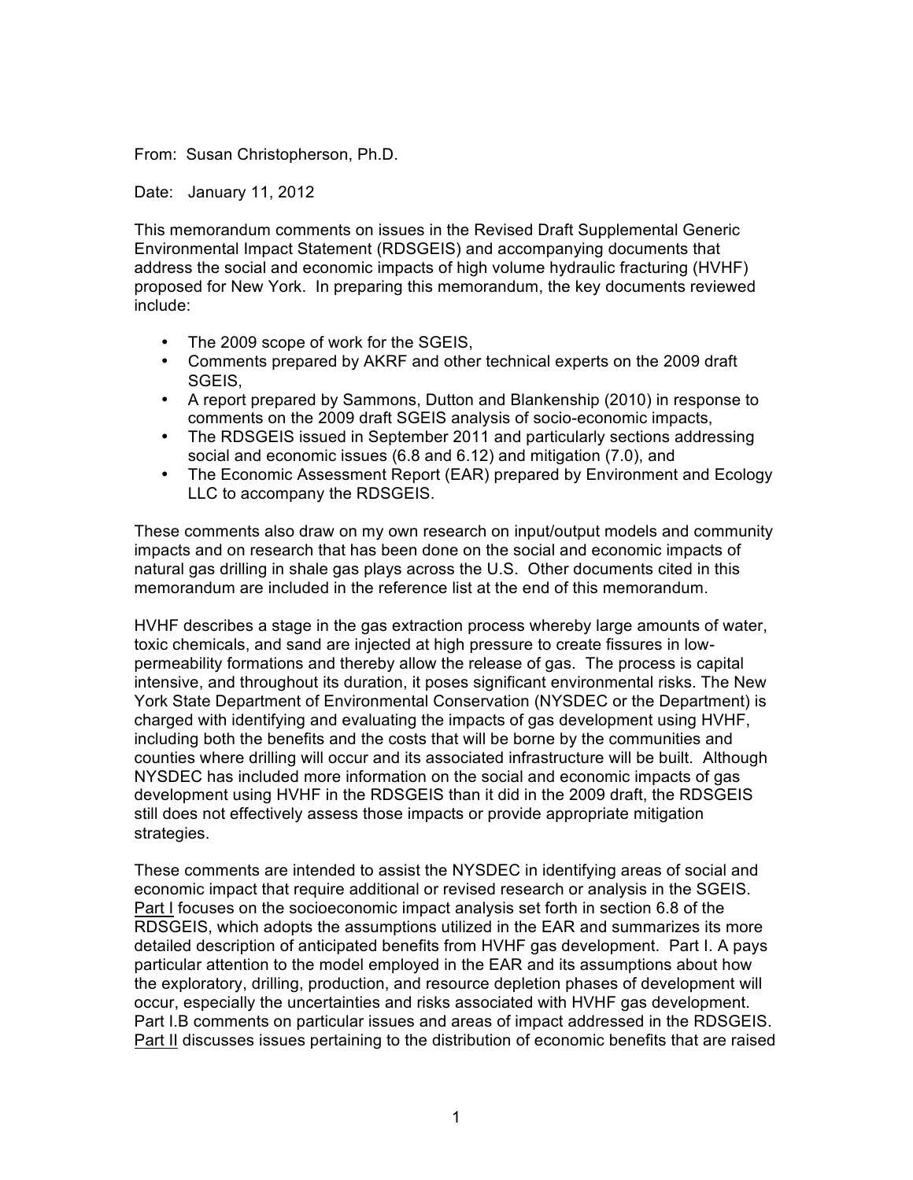From: Susan Christopherson, Ph.D.

Date: January 11, 2012

This memorandum comments on issues in the Revised Draft Supplemental Generic Environmental Impact Statement (RDSGEIS) and accompanying documents that address the social and economic impacts of high volume hydraulic fracturing (HVHF) proposed for New York. In preparing this memorandum, the key documents reviewed include:

- The 2009 scope of work for the SGEIS,
- Comments prepared by AKRF and other technical experts on the 2009 draft SGEIS,
- A report prepared by Sammons, Dutton and Blankenship (2010) in response to comments on the 2009 draft SGEIS analysis of socio-economic impacts,
- The RDSGEIS issued in September 2011 and particularly sections addressing social and economic issues (6.8 and 6.12) and mitigation (7.0), and
- The Economic Assessment Report (EAR) prepared by Environment and Ecology LLC to accompany the RDSGEIS.

These comments also draw on my own research on input/output models and community impacts and on research that has been done on the social and economic impacts of natural gas drilling in shale gas plays across the U.S. Other documents cited in this memorandum are included in the reference list at the end of this memorandum.

HVHF describes a stage in the gas extraction process whereby large amounts of water, toxic chemicals, and sand are injected at high pressure to create fissures in low-permeability formations and thereby allow the release of gas. The process is capital intensive, and throughout its duration, it poses significant environmental risks. The New York State Department of Environmental Conservation (NYSDEC or the Department) is charged with identifying and evaluating the impacts of gas development using HVHF, including both the benefits and the costs that will be borne by the communities and counties where drilling will occur and its associated infrastructure will be built. Although NYSDEC has included more information on the social and economic impacts of gas development using HVHF in the RDSGEIS than it did in the 2009 draft, the RDSGEIS still does not effectively assess those impacts or provide appropriate mitigation strategies.

These comments are intended to assist the NYSDEC in identifying areas of social and economic impact that require additional or revised research or analysis in the SGEIS. Part I focuses on the socioeconomic impact analysis set forth in section 6.8 of the RDSGEIS, which adopts the assumptions utilized in the EAR and summarizes its more detailed description of anticipated benefits from HVHF gas development. Part I. A pays particular attention to the model employed in the EAR and its assumptions about how the exploratory, drilling, production, and resource depletion phases of development will occur, especially the uncertainties and risks associated with HVHF gas development. Part I.B comments on particular issues and areas of impact addressed in the RDSGEIS. Part II discusses issues pertaining to the distribution of economic benefits that are raised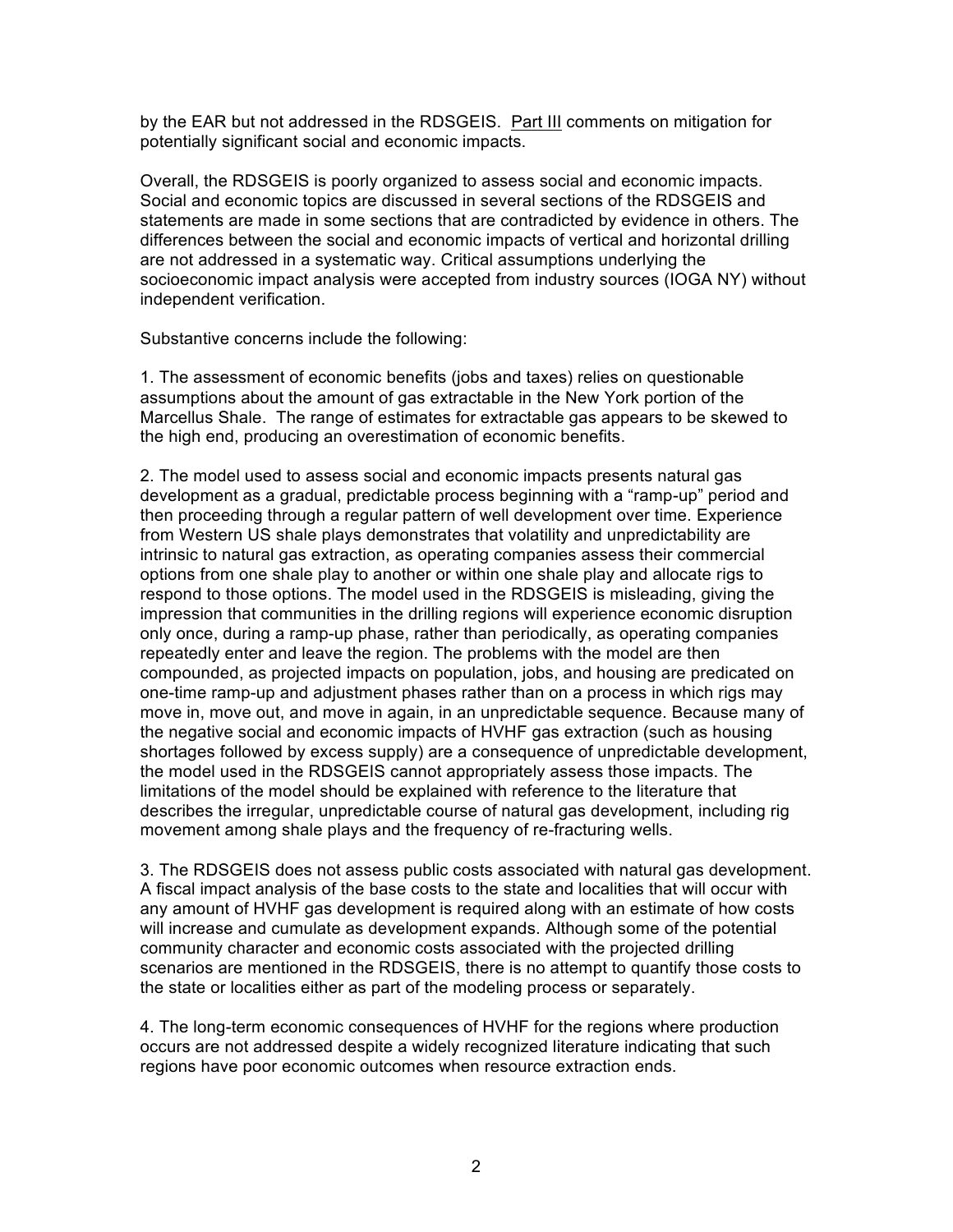by the EAR but not addressed in the RDSGEIS. Part III comments on mitigation for potentially significant social and economic impacts.

Overall, the RDSGEIS is poorly organized to assess social and economic impacts. Social and economic topics are discussed in several sections of the RDSGEIS and statements are made in some sections that are contradicted by evidence in others. The differences between the social and economic impacts of vertical and horizontal drilling are not addressed in a systematic way. Critical assumptions underlying the socioeconomic impact analysis were accepted from industry sources (IOGA NY) without independent verification.

Substantive concerns include the following:

1. The assessment of economic benefits (jobs and taxes) relies on questionable assumptions about the amount of gas extractable in the New York portion of the Marcellus Shale. The range of estimates for extractable gas appears to be skewed to the high end, producing an overestimation of economic benefits.

2. The model used to assess social and economic impacts presents natural gas development as a gradual, predictable process beginning with a "ramp-up" period and then proceeding through a regular pattern of well development over time. Experience from Western US shale plays demonstrates that volatility and unpredictability are intrinsic to natural gas extraction, as operating companies assess their commercial options from one shale play to another or within one shale play and allocate rigs to respond to those options. The model used in the RDSGEIS is misleading, giving the impression that communities in the drilling regions will experience economic disruption only once, during a ramp-up phase, rather than periodically, as operating companies repeatedly enter and leave the region. The problems with the model are then compounded, as projected impacts on population, jobs, and housing are predicated on one-time ramp-up and adjustment phases rather than on a process in which rigs may move in, move out, and move in again, in an unpredictable sequence. Because many of the negative social and economic impacts of HVHF gas extraction (such as housing shortages followed by excess supply) are a consequence of unpredictable development, the model used in the RDSGEIS cannot appropriately assess those impacts. The limitations of the model should be explained with reference to the literature that describes the irregular, unpredictable course of natural gas development, including rig movement among shale plays and the frequency of re-fracturing wells.

3. The RDSGEIS does not assess public costs associated with natural gas development. A fiscal impact analysis of the base costs to the state and localities that will occur with any amount of HVHF gas development is required along with an estimate of how costs will increase and cumulate as development expands. Although some of the potential community character and economic costs associated with the projected drilling scenarios are mentioned in the RDSGEIS, there is no attempt to quantify those costs to the state or localities either as part of the modeling process or separately.

4. The long-term economic consequences of HVHF for the regions where production occurs are not addressed despite a widely recognized literature indicating that such regions have poor economic outcomes when resource extraction ends.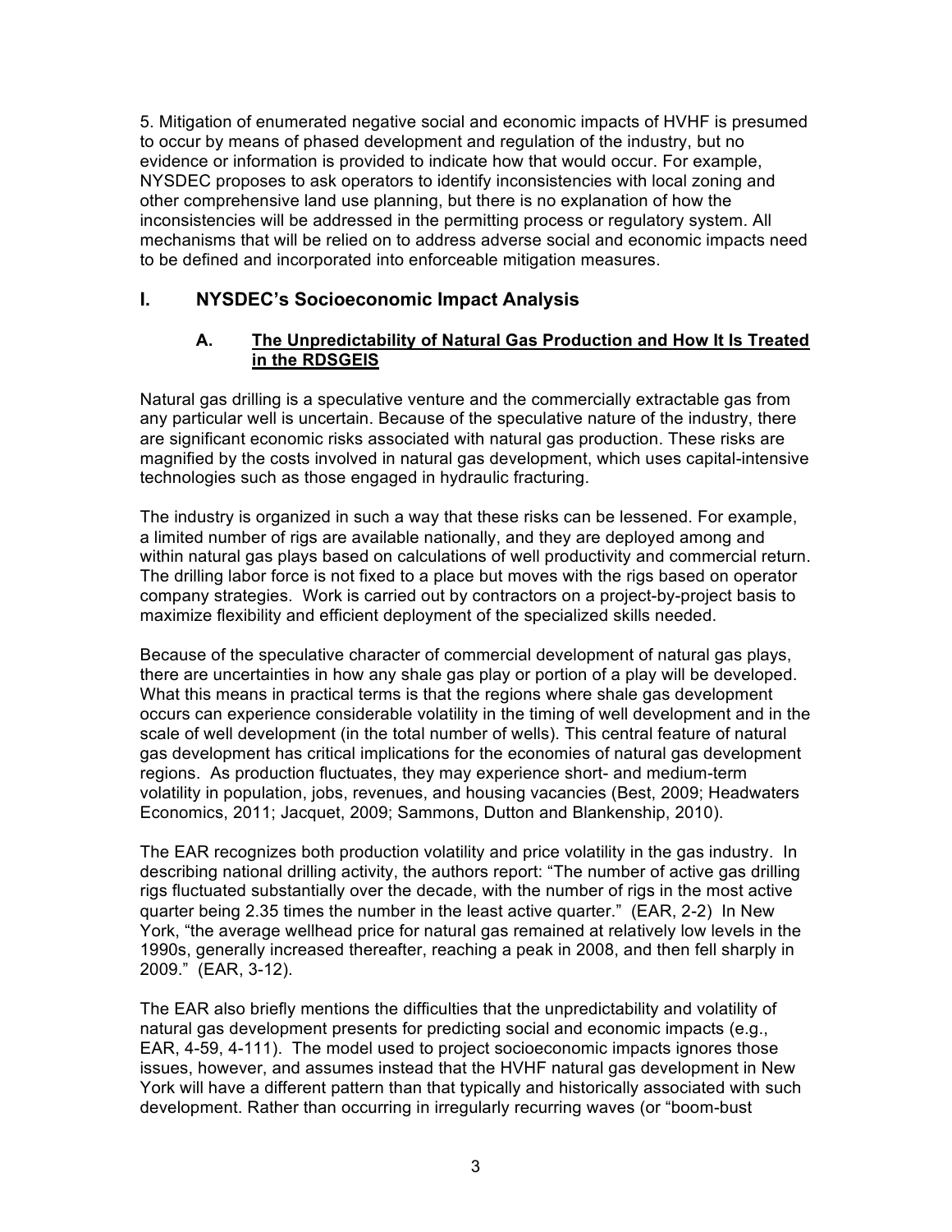5. Mitigation of enumerated negative social and economic impacts of HVHF is presumed to occur by means of phased development and regulation of the industry, but no evidence or information is provided to indicate how that would occur. For example, NYSDEC proposes to ask operators to identify inconsistencies with local zoning and other comprehensive land use planning, but there is no explanation of how the inconsistencies will be addressed in the permitting process or regulatory system. All mechanisms that will be relied on to address adverse social and economic impacts need to be defined and incorporated into enforceable mitigation measures.

## I. NYSDEC's Socioeconomic Impact Analysis

### A. The Unpredictability of Natural Gas Production and How It Is Treated in the RDSGEIS

Natural gas drilling is a speculative venture and the commercially extractable gas from any particular well is uncertain. Because of the speculative nature of the industry, there are significant economic risks associated with natural gas production. These risks are magnified by the costs involved in natural gas development, which uses capital-intensive technologies such as those engaged in hydraulic fracturing.

The industry is organized in such a way that these risks can be lessened. For example, a limited number of rigs are available nationally, and they are deployed among and within natural gas plays based on calculations of well productivity and commercial return. The drilling labor force is not fixed to a place but moves with the rigs based on operator company strategies. Work is carried out by contractors on a project-by-project basis to maximize flexibility and efficient deployment of the specialized skills needed.

Because of the speculative character of commercial development of natural gas plays, there are uncertainties in how any shale gas play or portion of a play will be developed. What this means in practical terms is that the regions where shale gas development occurs can experience considerable volatility in the timing of well development and in the scale of well development (in the total number of wells). This central feature of natural gas development has critical implications for the economies of natural gas development regions. As production fluctuates, they may experience short- and medium-term volatility in population, jobs, revenues, and housing vacancies (Best, 2009; Headwaters Economics, 2011; Jacquet, 2009; Sammons, Dutton and Blankenship, 2010).

The EAR recognizes both production volatility and price volatility in the gas industry. In describing national drilling activity, the authors report: "The number of active gas drilling rigs fluctuated substantially over the decade, with the number of rigs in the most active quarter being 2.35 times the number in the least active quarter." (EAR, 2-2) In New York, "the average wellhead price for natural gas remained at relatively low levels in the 1990s, generally increased thereafter, reaching a peak in 2008, and then fell sharply in 2009." (EAR, 3-12).

The EAR also briefly mentions the difficulties that the unpredictability and volatility of natural gas development presents for predicting social and economic impacts (e.g., EAR, 4-59, 4-111). The model used to project socioeconomic impacts ignores those issues, however, and assumes instead that the HVHF natural gas development in New York will have a different pattern than that typically and historically associated with such development. Rather than occurring in irregularly recurring waves (or "boom-bust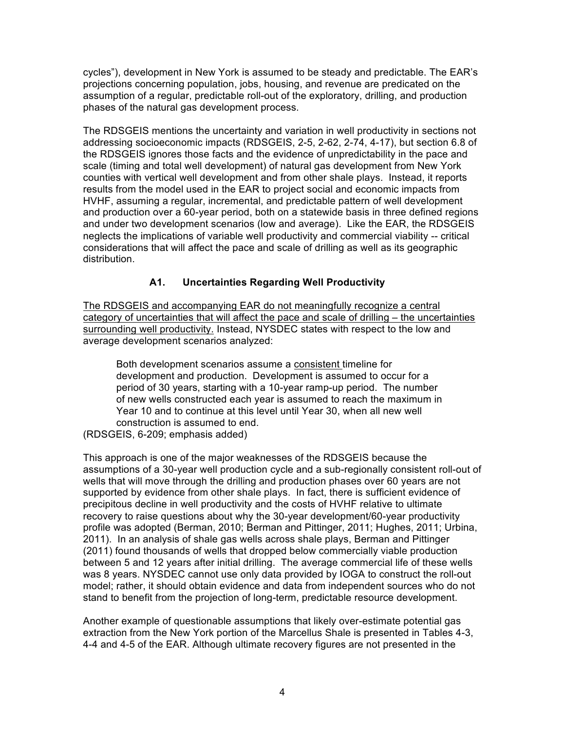cycles"), development in New York is assumed to be steady and predictable. The EAR's projections concerning population, jobs, housing, and revenue are predicated on the assumption of a regular, predictable roll-out of the exploratory, drilling, and production phases of the natural gas development process.

The RDSGEIS mentions the uncertainty and variation in well productivity in sections not addressing socioeconomic impacts (RDSGEIS, 2-5, 2-62, 2-74, 4-17), but section 6.8 of the RDSGEIS ignores those facts and the evidence of unpredictability in the pace and scale (timing and total well development) of natural gas development from New York counties with vertical well development and from other shale plays. Instead, it reports results from the model used in the EAR to project social and economic impacts from HVHF, assuming a regular, incremental, and predictable pattern of well development and production over a 60-year period, both on a statewide basis in three defined regions and under two development scenarios (low and average). Like the EAR, the RDSGEIS neglects the implications of variable well productivity and commercial viability -- critical considerations that will affect the pace and scale of drilling as well as its geographic distribution.

### A1. Uncertainties Regarding Well Productivity

<u>The RDSGEIS and accompanying EAR do not meaningfully recognize a central category of uncertainties that will affect the pace and scale of drilling – the uncertainties surrounding well productivity.</u> Instead, NYSDEC states with respect to the low and average development scenarios analyzed:

> Both development scenarios assume a <u>consistent</u> timeline for development and production. Development is assumed to occur for a period of 30 years, starting with a 10-year ramp-up period. The number of new wells constructed each year is assumed to reach the maximum in Year 10 and to continue at this level until Year 30, when all new well construction is assumed to end.

(RDSGEIS, 6-209; emphasis added)

This approach is one of the major weaknesses of the RDSGEIS because the assumptions of a 30-year well production cycle and a sub-regionally consistent roll-out of wells that will move through the drilling and production phases over 60 years are not supported by evidence from other shale plays. In fact, there is sufficient evidence of precipitous decline in well productivity and the costs of HVHF relative to ultimate recovery to raise questions about why the 30-year development/60-year productivity profile was adopted (Berman, 2010; Berman and Pittinger, 2011; Hughes, 2011; Urbina, 2011). In an analysis of shale gas wells across shale plays, Berman and Pittinger (2011) found thousands of wells that dropped below commercially viable production between 5 and 12 years after initial drilling. The average commercial life of these wells was 8 years. NYSDEC cannot use only data provided by IOGA to construct the roll-out model; rather, it should obtain evidence and data from independent sources who do not stand to benefit from the projection of long-term, predictable resource development.

Another example of questionable assumptions that likely over-estimate potential gas extraction from the New York portion of the Marcellus Shale is presented in Tables 4-3, 4-4 and 4-5 of the EAR. Although ultimate recovery figures are not presented in the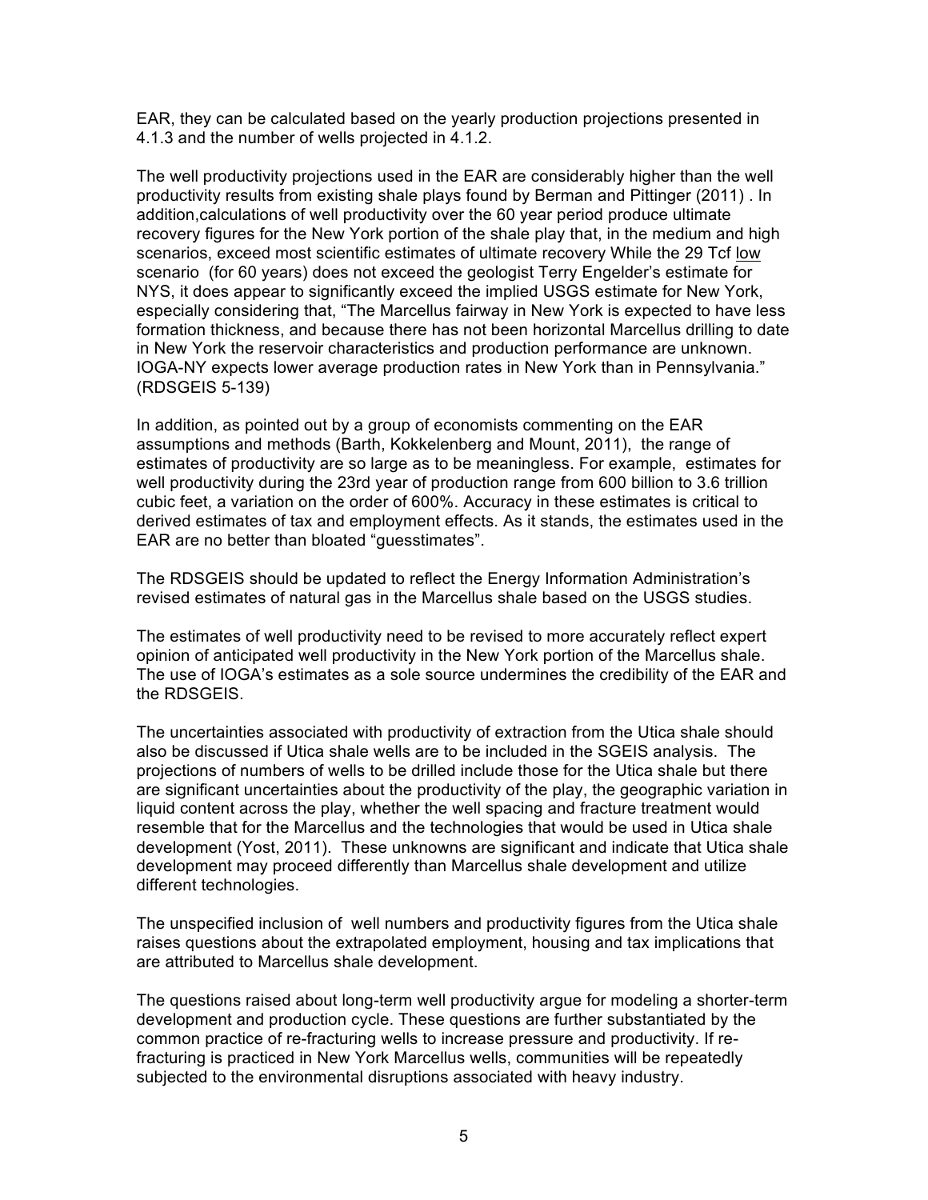EAR, they can be calculated based on the yearly production projections presented in 4.1.3 and the number of wells projected in 4.1.2.

The well productivity projections used in the EAR are considerably higher than the well productivity results from existing shale plays found by Berman and Pittinger (2011) . In addition,calculations of well productivity over the 60 year period produce ultimate recovery figures for the New York portion of the shale play that, in the medium and high scenarios, exceed most scientific estimates of ultimate recovery While the 29 Tcf <u>low</u> scenario (for 60 years) does not exceed the geologist Terry Engelder's estimate for NYS, it does appear to significantly exceed the implied USGS estimate for New York, especially considering that, "The Marcellus fairway in New York is expected to have less formation thickness, and because there has not been horizontal Marcellus drilling to date in New York the reservoir characteristics and production performance are unknown. IOGA-NY expects lower average production rates in New York than in Pennsylvania." (RDSGEIS 5-139)

In addition, as pointed out by a group of economists commenting on the EAR assumptions and methods (Barth, Kokkelenberg and Mount, 2011), the range of estimates of productivity are so large as to be meaningless. For example, estimates for well productivity during the 23rd year of production range from 600 billion to 3.6 trillion cubic feet, a variation on the order of 600%. Accuracy in these estimates is critical to derived estimates of tax and employment effects. As it stands, the estimates used in the EAR are no better than bloated "guesstimates".

The RDSGEIS should be updated to reflect the Energy Information Administration's revised estimates of natural gas in the Marcellus shale based on the USGS studies.

The estimates of well productivity need to be revised to more accurately reflect expert opinion of anticipated well productivity in the New York portion of the Marcellus shale. The use of IOGA's estimates as a sole source undermines the credibility of the EAR and the RDSGEIS.

The uncertainties associated with productivity of extraction from the Utica shale should also be discussed if Utica shale wells are to be included in the SGEIS analysis. The projections of numbers of wells to be drilled include those for the Utica shale but there are significant uncertainties about the productivity of the play, the geographic variation in liquid content across the play, whether the well spacing and fracture treatment would resemble that for the Marcellus and the technologies that would be used in Utica shale development (Yost, 2011). These unknowns are significant and indicate that Utica shale development may proceed differently than Marcellus shale development and utilize different technologies.

The unspecified inclusion of well numbers and productivity figures from the Utica shale raises questions about the extrapolated employment, housing and tax implications that are attributed to Marcellus shale development.

The questions raised about long-term well productivity argue for modeling a shorter-term development and production cycle. These questions are further substantiated by the common practice of re-fracturing wells to increase pressure and productivity. If re-fracturing is practiced in New York Marcellus wells, communities will be repeatedly subjected to the environmental disruptions associated with heavy industry.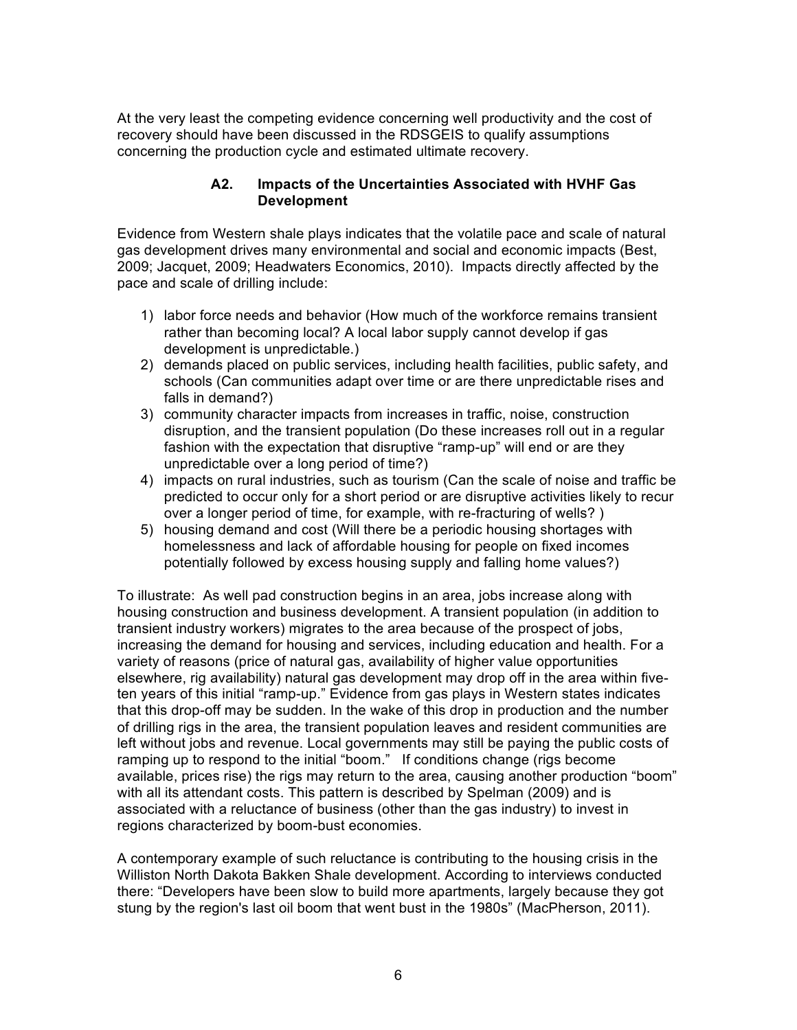At the very least the competing evidence concerning well productivity and the cost of recovery should have been discussed in the RDSGEIS to qualify assumptions concerning the production cycle and estimated ultimate recovery.

### A2. Impacts of the Uncertainties Associated with HVHF Gas Development

Evidence from Western shale plays indicates that the volatile pace and scale of natural gas development drives many environmental and social and economic impacts (Best, 2009; Jacquet, 2009; Headwaters Economics, 2010). Impacts directly affected by the pace and scale of drilling include:

1) labor force needs and behavior (How much of the workforce remains transient rather than becoming local? A local labor supply cannot develop if gas development is unpredictable.)
2) demands placed on public services, including health facilities, public safety, and schools (Can communities adapt over time or are there unpredictable rises and falls in demand?)
3) community character impacts from increases in traffic, noise, construction disruption, and the transient population (Do these increases roll out in a regular fashion with the expectation that disruptive "ramp-up" will end or are they unpredictable over a long period of time?)
4) impacts on rural industries, such as tourism (Can the scale of noise and traffic be predicted to occur only for a short period or are disruptive activities likely to recur over a longer period of time, for example, with re-fracturing of wells? )
5) housing demand and cost (Will there be a periodic housing shortages with homelessness and lack of affordable housing for people on fixed incomes potentially followed by excess housing supply and falling home values?)

To illustrate: As well pad construction begins in an area, jobs increase along with housing construction and business development. A transient population (in addition to transient industry workers) migrates to the area because of the prospect of jobs, increasing the demand for housing and services, including education and health. For a variety of reasons (price of natural gas, availability of higher value opportunities elsewhere, rig availability) natural gas development may drop off in the area within five-ten years of this initial "ramp-up." Evidence from gas plays in Western states indicates that this drop-off may be sudden. In the wake of this drop in production and the number of drilling rigs in the area, the transient population leaves and resident communities are left without jobs and revenue. Local governments may still be paying the public costs of ramping up to respond to the initial "boom." If conditions change (rigs become available, prices rise) the rigs may return to the area, causing another production "boom" with all its attendant costs. This pattern is described by Spelman (2009) and is associated with a reluctance of business (other than the gas industry) to invest in regions characterized by boom-bust economies.

A contemporary example of such reluctance is contributing to the housing crisis in the Williston North Dakota Bakken Shale development. According to interviews conducted there: "Developers have been slow to build more apartments, largely because they got stung by the region's last oil boom that went bust in the 1980s" (MacPherson, 2011).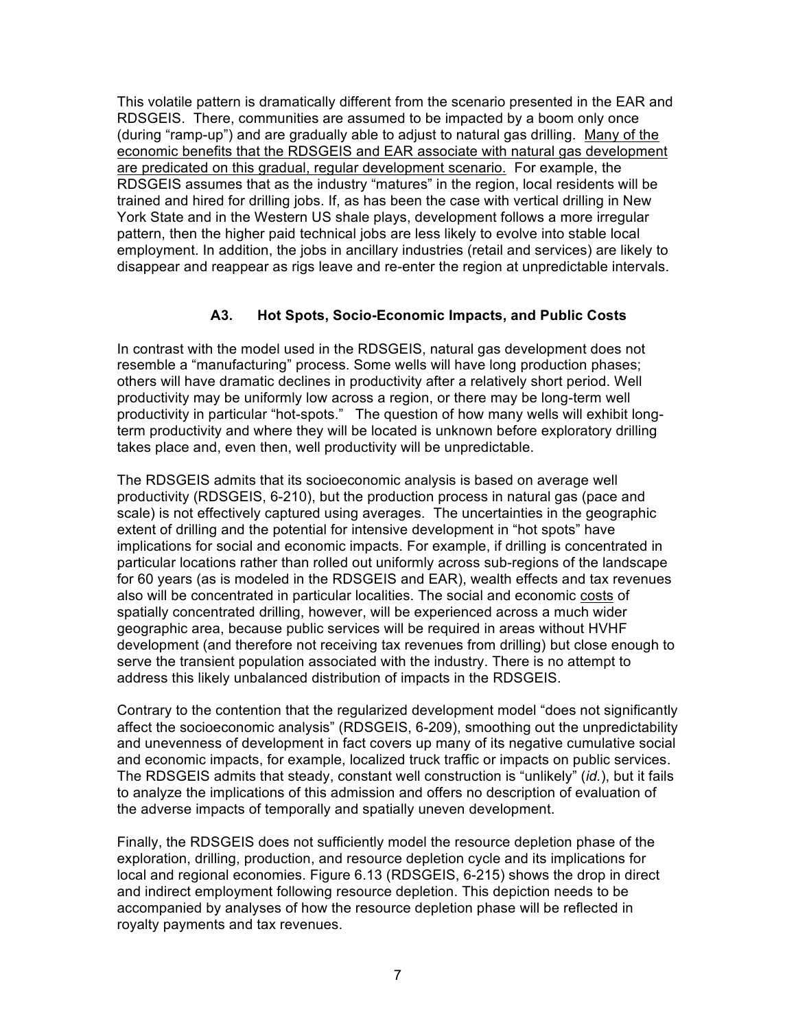This volatile pattern is dramatically different from the scenario presented in the EAR and RDSGEIS. There, communities are assumed to be impacted by a boom only once (during "ramp-up") and are gradually able to adjust to natural gas drilling. <u>Many of the economic benefits that the RDSGEIS and EAR associate with natural gas development are predicated on this gradual, regular development scenario.</u> For example, the RDSGEIS assumes that as the industry "matures" in the region, local residents will be trained and hired for drilling jobs. If, as has been the case with vertical drilling in New York State and in the Western US shale plays, development follows a more irregular pattern, then the higher paid technical jobs are less likely to evolve into stable local employment. In addition, the jobs in ancillary industries (retail and services) are likely to disappear and reappear as rigs leave and re-enter the region at unpredictable intervals.

### A3. Hot Spots, Socio-Economic Impacts, and Public Costs

In contrast with the model used in the RDSGEIS, natural gas development does not resemble a "manufacturing" process. Some wells will have long production phases; others will have dramatic declines in productivity after a relatively short period. Well productivity may be uniformly low across a region, or there may be long-term well productivity in particular "hot-spots." The question of how many wells will exhibit long-term productivity and where they will be located is unknown before exploratory drilling takes place and, even then, well productivity will be unpredictable.

The RDSGEIS admits that its socioeconomic analysis is based on average well productivity (RDSGEIS, 6-210), but the production process in natural gas (pace and scale) is not effectively captured using averages. The uncertainties in the geographic extent of drilling and the potential for intensive development in "hot spots" have implications for social and economic impacts. For example, if drilling is concentrated in particular locations rather than rolled out uniformly across sub-regions of the landscape for 60 years (as is modeled in the RDSGEIS and EAR), wealth effects and tax revenues also will be concentrated in particular localities. The social and economic <u>costs</u> of spatially concentrated drilling, however, will be experienced across a much wider geographic area, because public services will be required in areas without HVHF development (and therefore not receiving tax revenues from drilling) but close enough to serve the transient population associated with the industry. There is no attempt to address this likely unbalanced distribution of impacts in the RDSGEIS.

Contrary to the contention that the regularized development model "does not significantly affect the socioeconomic analysis" (RDSGEIS, 6-209), smoothing out the unpredictability and unevenness of development in fact covers up many of its negative cumulative social and economic impacts, for example, localized truck traffic or impacts on public services. The RDSGEIS admits that steady, constant well construction is "unlikely" (*id.*), but it fails to analyze the implications of this admission and offers no description of evaluation of the adverse impacts of temporally and spatially uneven development.

Finally, the RDSGEIS does not sufficiently model the resource depletion phase of the exploration, drilling, production, and resource depletion cycle and its implications for local and regional economies. Figure 6.13 (RDSGEIS, 6-215) shows the drop in direct and indirect employment following resource depletion. This depiction needs to be accompanied by analyses of how the resource depletion phase will be reflected in royalty payments and tax revenues.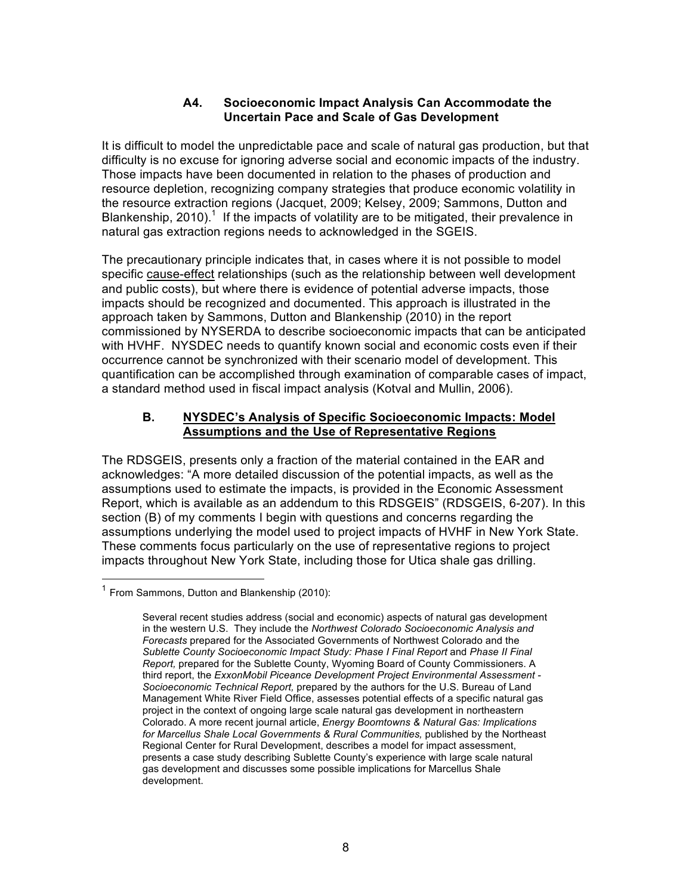### A4. Socioeconomic Impact Analysis Can Accommodate the Uncertain Pace and Scale of Gas Development

It is difficult to model the unpredictable pace and scale of natural gas production, but that difficulty is no excuse for ignoring adverse social and economic impacts of the industry. Those impacts have been documented in relation to the phases of production and resource depletion, recognizing company strategies that produce economic volatility in the resource extraction regions (Jacquet, 2009; Kelsey, 2009; Sammons, Dutton and Blankenship, 2010).[1] If the impacts of volatility are to be mitigated, their prevalence in natural gas extraction regions needs to acknowledged in the SGEIS.

The precautionary principle indicates that, in cases where it is not possible to model specific cause-effect relationships (such as the relationship between well development and public costs), but where there is evidence of potential adverse impacts, those impacts should be recognized and documented. This approach is illustrated in the approach taken by Sammons, Dutton and Blankenship (2010) in the report commissioned by NYSERDA to describe socioeconomic impacts that can be anticipated with HVHF. NYSDEC needs to quantify known social and economic costs even if their occurrence cannot be synchronized with their scenario model of development. This quantification can be accomplished through examination of comparable cases of impact, a standard method used in fiscal impact analysis (Kotval and Mullin, 2006).

### B. NYSDEC's Analysis of Specific Socioeconomic Impacts: Model Assumptions and the Use of Representative Regions

The RDSGEIS, presents only a fraction of the material contained in the EAR and acknowledges: "A more detailed discussion of the potential impacts, as well as the assumptions used to estimate the impacts, is provided in the Economic Assessment Report, which is available as an addendum to this RDSGEIS" (RDSGEIS, 6-207). In this section (B) of my comments I begin with questions and concerns regarding the assumptions underlying the model used to project impacts of HVHF in New York State. These comments focus particularly on the use of representative regions to project impacts throughout New York State, including those for Utica shale gas drilling.

---

[1] From Sammons, Dutton and Blankenship (2010):

> Several recent studies address (social and economic) aspects of natural gas development in the western U.S. They include the *Northwest Colorado Socioeconomic Analysis and Forecasts* prepared for the Associated Governments of Northwest Colorado and the *Sublette County Socioeconomic Impact Study: Phase I Final Report* and *Phase II Final Report,* prepared for the Sublette County, Wyoming Board of County Commissioners. A third report, the *ExxonMobil Piceance Development Project Environmental Assessment - Socioeconomic Technical Report,* prepared by the authors for the U.S. Bureau of Land Management White River Field Office, assesses potential effects of a specific natural gas project in the context of ongoing large scale natural gas development in northeastern Colorado. A more recent journal article, *Energy Boomtowns & Natural Gas: Implications for Marcellus Shale Local Governments & Rural Communities,* published by the Northeast Regional Center for Rural Development, describes a model for impact assessment, presents a case study describing Sublette County's experience with large scale natural gas development and discusses some possible implications for Marcellus Shale development.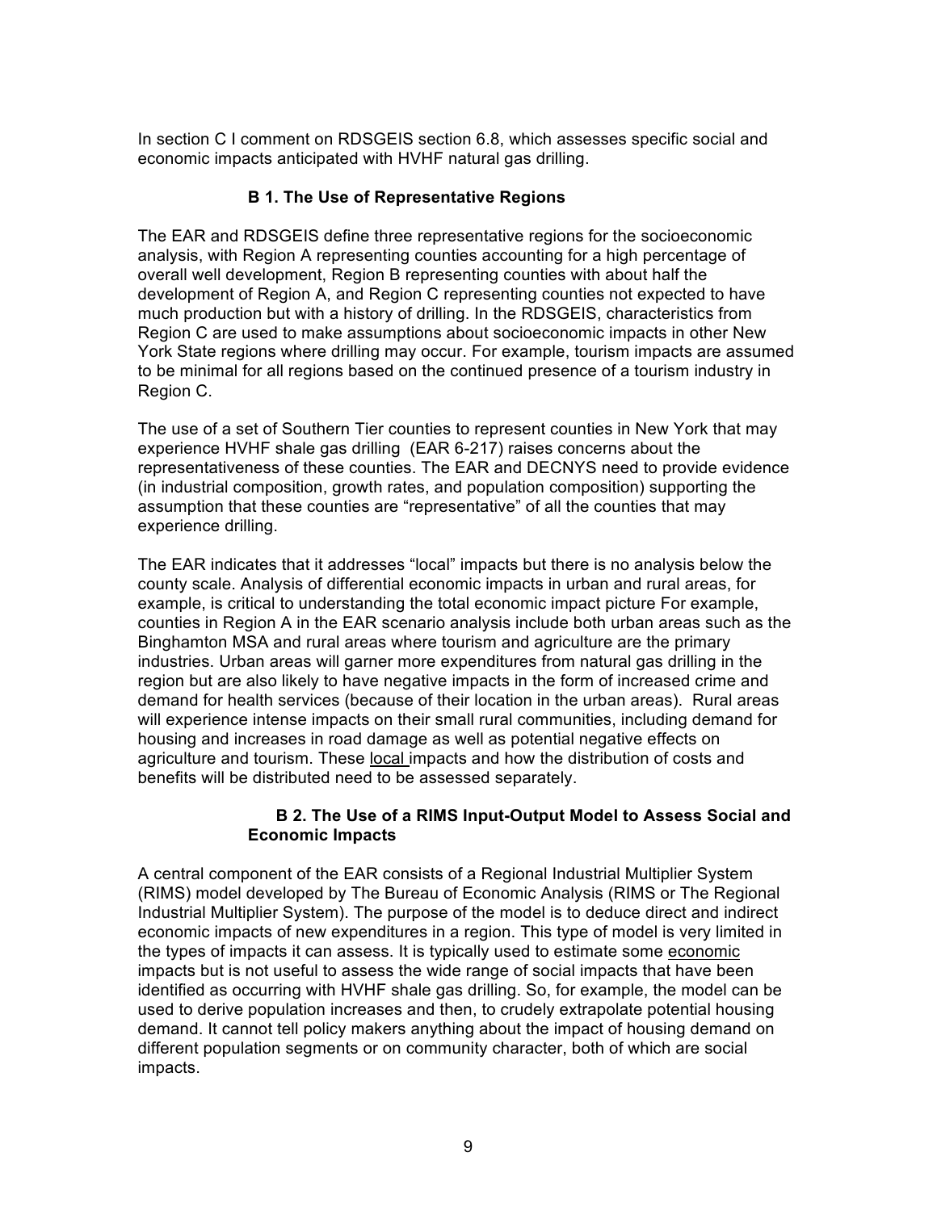In section C I comment on RDSGEIS section 6.8, which assesses specific social and economic impacts anticipated with HVHF natural gas drilling.

### B 1. The Use of Representative Regions

The EAR and RDSGEIS define three representative regions for the socioeconomic analysis, with Region A representing counties accounting for a high percentage of overall well development, Region B representing counties with about half the development of Region A, and Region C representing counties not expected to have much production but with a history of drilling. In the RDSGEIS, characteristics from Region C are used to make assumptions about socioeconomic impacts in other New York State regions where drilling may occur. For example, tourism impacts are assumed to be minimal for all regions based on the continued presence of a tourism industry in Region C.

The use of a set of Southern Tier counties to represent counties in New York that may experience HVHF shale gas drilling (EAR 6-217) raises concerns about the representativeness of these counties. The EAR and DECNYS need to provide evidence (in industrial composition, growth rates, and population composition) supporting the assumption that these counties are "representative" of all the counties that may experience drilling.

The EAR indicates that it addresses "local" impacts but there is no analysis below the county scale. Analysis of differential economic impacts in urban and rural areas, for example, is critical to understanding the total economic impact picture For example, counties in Region A in the EAR scenario analysis include both urban areas such as the Binghamton MSA and rural areas where tourism and agriculture are the primary industries. Urban areas will garner more expenditures from natural gas drilling in the region but are also likely to have negative impacts in the form of increased crime and demand for health services (because of their location in the urban areas). Rural areas will experience intense impacts on their small rural communities, including demand for housing and increases in road damage as well as potential negative effects on agriculture and tourism. These local impacts and how the distribution of costs and benefits will be distributed need to be assessed separately.

### B 2. The Use of a RIMS Input-Output Model to Assess Social and Economic Impacts

A central component of the EAR consists of a Regional Industrial Multiplier System (RIMS) model developed by The Bureau of Economic Analysis (RIMS or The Regional Industrial Multiplier System). The purpose of the model is to deduce direct and indirect economic impacts of new expenditures in a region. This type of model is very limited in the types of impacts it can assess. It is typically used to estimate some economic impacts but is not useful to assess the wide range of social impacts that have been identified as occurring with HVHF shale gas drilling. So, for example, the model can be used to derive population increases and then, to crudely extrapolate potential housing demand. It cannot tell policy makers anything about the impact of housing demand on different population segments or on community character, both of which are social impacts.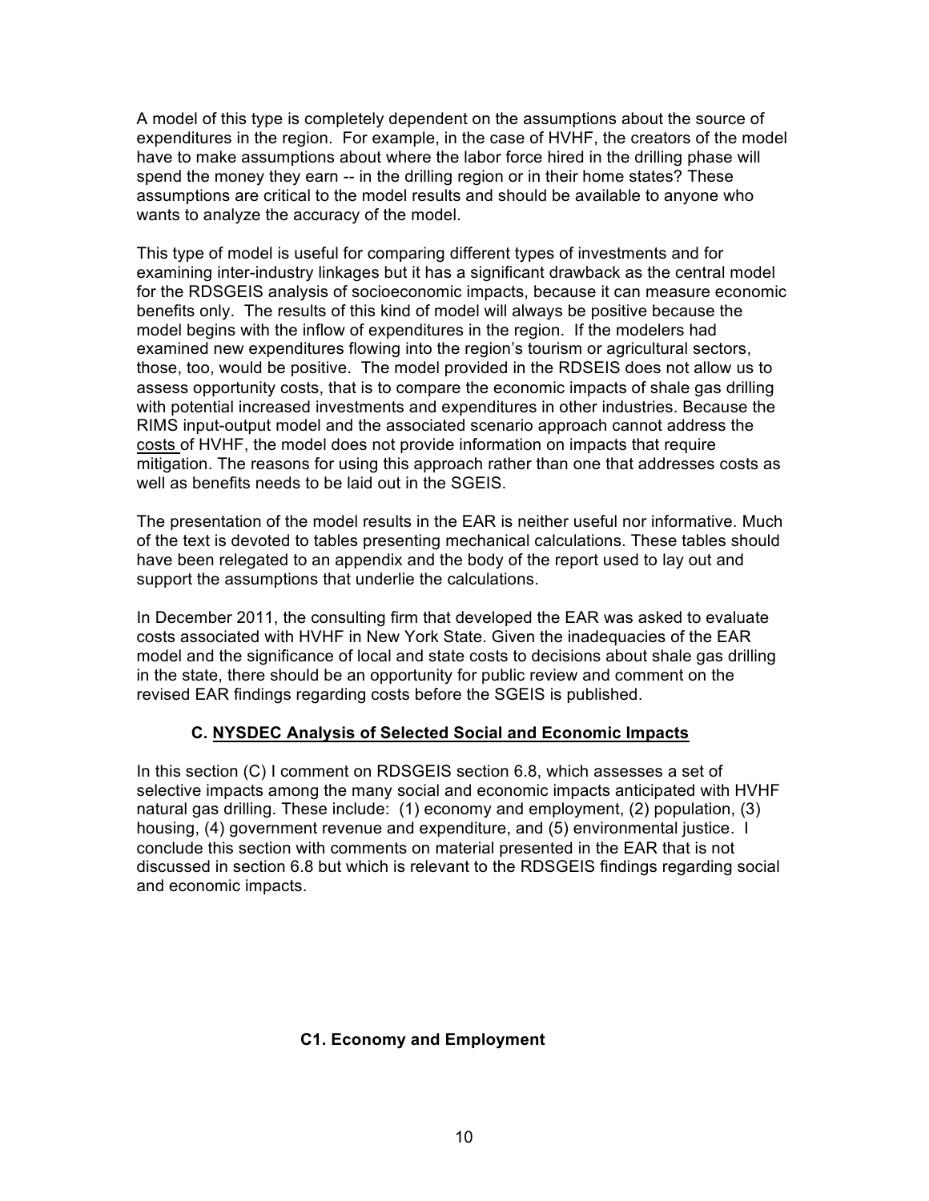A model of this type is completely dependent on the assumptions about the source of expenditures in the region. For example, in the case of HVHF, the creators of the model have to make assumptions about where the labor force hired in the drilling phase will spend the money they earn -- in the drilling region or in their home states? These assumptions are critical to the model results and should be available to anyone who wants to analyze the accuracy of the model.

This type of model is useful for comparing different types of investments and for examining inter-industry linkages but it has a significant drawback as the central model for the RDSGEIS analysis of socioeconomic impacts, because it can measure economic benefits only. The results of this kind of model will always be positive because the model begins with the inflow of expenditures in the region. If the modelers had examined new expenditures flowing into the region's tourism or agricultural sectors, those, too, would be positive. The model provided in the RDSEIS does not allow us to assess opportunity costs, that is to compare the economic impacts of shale gas drilling with potential increased investments and expenditures in other industries. Because the RIMS input-output model and the associated scenario approach cannot address the costs of HVHF, the model does not provide information on impacts that require mitigation. The reasons for using this approach rather than one that addresses costs as well as benefits needs to be laid out in the SGEIS.

The presentation of the model results in the EAR is neither useful nor informative. Much of the text is devoted to tables presenting mechanical calculations. These tables should have been relegated to an appendix and the body of the report used to lay out and support the assumptions that underlie the calculations.

In December 2011, the consulting firm that developed the EAR was asked to evaluate costs associated with HVHF in New York State. Given the inadequacies of the EAR model and the significance of local and state costs to decisions about shale gas drilling in the state, there should be an opportunity for public review and comment on the revised EAR findings regarding costs before the SGEIS is published.

### C. NYSDEC Analysis of Selected Social and Economic Impacts

In this section (C) I comment on RDSGEIS section 6.8, which assesses a set of selective impacts among the many social and economic impacts anticipated with HVHF natural gas drilling. These include: (1) economy and employment, (2) population, (3) housing, (4) government revenue and expenditure, and (5) environmental justice. I conclude this section with comments on material presented in the EAR that is not discussed in section 6.8 but which is relevant to the RDSGEIS findings regarding social and economic impacts.

#### C1. Economy and Employment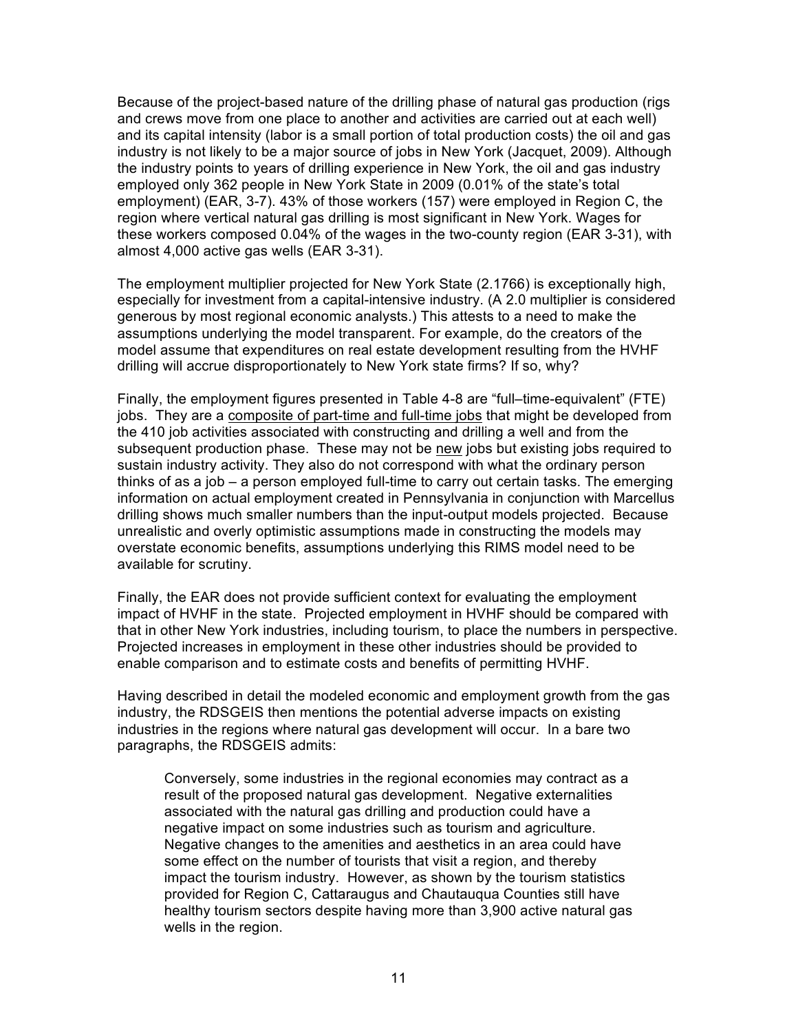Because of the project-based nature of the drilling phase of natural gas production (rigs and crews move from one place to another and activities are carried out at each well) and its capital intensity (labor is a small portion of total production costs) the oil and gas industry is not likely to be a major source of jobs in New York (Jacquet, 2009). Although the industry points to years of drilling experience in New York, the oil and gas industry employed only 362 people in New York State in 2009 (0.01% of the state's total employment) (EAR, 3-7). 43% of those workers (157) were employed in Region C, the region where vertical natural gas drilling is most significant in New York. Wages for these workers composed 0.04% of the wages in the two-county region (EAR 3-31), with almost 4,000 active gas wells (EAR 3-31).

The employment multiplier projected for New York State (2.1766) is exceptionally high, especially for investment from a capital-intensive industry. (A 2.0 multiplier is considered generous by most regional economic analysts.) This attests to a need to make the assumptions underlying the model transparent. For example, do the creators of the model assume that expenditures on real estate development resulting from the HVHF drilling will accrue disproportionately to New York state firms? If so, why?

Finally, the employment figures presented in Table 4-8 are "full–time-equivalent" (FTE) jobs. They are a <u>composite of part-time and full-time jobs</u> that might be developed from the 410 job activities associated with constructing and drilling a well and from the subsequent production phase. These may not be <u>new</u> jobs but existing jobs required to sustain industry activity. They also do not correspond with what the ordinary person thinks of as a job – a person employed full-time to carry out certain tasks. The emerging information on actual employment created in Pennsylvania in conjunction with Marcellus drilling shows much smaller numbers than the input-output models projected. Because unrealistic and overly optimistic assumptions made in constructing the models may overstate economic benefits, assumptions underlying this RIMS model need to be available for scrutiny.

Finally, the EAR does not provide sufficient context for evaluating the employment impact of HVHF in the state. Projected employment in HVHF should be compared with that in other New York industries, including tourism, to place the numbers in perspective. Projected increases in employment in these other industries should be provided to enable comparison and to estimate costs and benefits of permitting HVHF.

Having described in detail the modeled economic and employment growth from the gas industry, the RDSGEIS then mentions the potential adverse impacts on existing industries in the regions where natural gas development will occur. In a bare two paragraphs, the RDSGEIS admits:

> Conversely, some industries in the regional economies may contract as a result of the proposed natural gas development. Negative externalities associated with the natural gas drilling and production could have a negative impact on some industries such as tourism and agriculture. Negative changes to the amenities and aesthetics in an area could have some effect on the number of tourists that visit a region, and thereby impact the tourism industry. However, as shown by the tourism statistics provided for Region C, Cattaraugus and Chautauqua Counties still have healthy tourism sectors despite having more than 3,900 active natural gas wells in the region.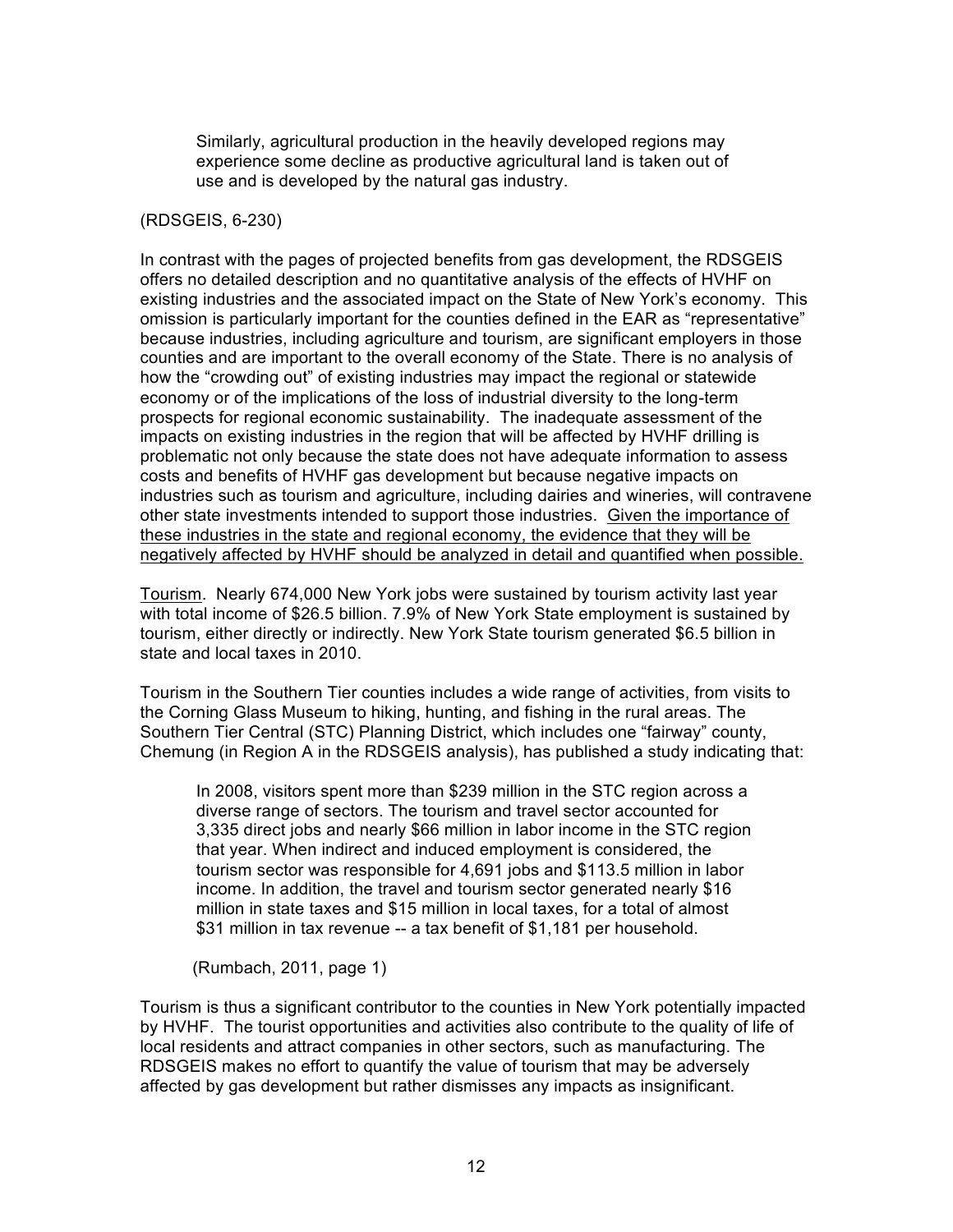> Similarly, agricultural production in the heavily developed regions may experience some decline as productive agricultural land is taken out of use and is developed by the natural gas industry.

(RDSGEIS, 6-230)

In contrast with the pages of projected benefits from gas development, the RDSGEIS offers no detailed description and no quantitative analysis of the effects of HVHF on existing industries and the associated impact on the State of New York's economy. This omission is particularly important for the counties defined in the EAR as "representative" because industries, including agriculture and tourism, are significant employers in those counties and are important to the overall economy of the State. There is no analysis of how the "crowding out" of existing industries may impact the regional or statewide economy or of the implications of the loss of industrial diversity to the long-term prospects for regional economic sustainability. The inadequate assessment of the impacts on existing industries in the region that will be affected by HVHF drilling is problematic not only because the state does not have adequate information to assess costs and benefits of HVHF gas development but because negative impacts on industries such as tourism and agriculture, including dairies and wineries, will contravene other state investments intended to support those industries. <u>Given the importance of these industries in the state and regional economy, the evidence that they will be negatively affected by HVHF should be analyzed in detail and quantified when possible.</u>

<u>Tourism</u>. Nearly 674,000 New York jobs were sustained by tourism activity last year with total income of $26.5 billion. 7.9% of New York State employment is sustained by tourism, either directly or indirectly. New York State tourism generated $6.5 billion in state and local taxes in 2010.

Tourism in the Southern Tier counties includes a wide range of activities, from visits to the Corning Glass Museum to hiking, hunting, and fishing in the rural areas. The Southern Tier Central (STC) Planning District, which includes one "fairway" county, Chemung (in Region A in the RDSGEIS analysis), has published a study indicating that:

> In 2008, visitors spent more than $239 million in the STC region across a diverse range of sectors. The tourism and travel sector accounted for 3,335 direct jobs and nearly $66 million in labor income in the STC region that year. When indirect and induced employment is considered, the tourism sector was responsible for 4,691 jobs and $113.5 million in labor income. In addition, the travel and tourism sector generated nearly $16 million in state taxes and $15 million in local taxes, for a total of almost $31 million in tax revenue -- a tax benefit of $1,181 per household.

(Rumbach, 2011, page 1)

Tourism is thus a significant contributor to the counties in New York potentially impacted by HVHF. The tourist opportunities and activities also contribute to the quality of life of local residents and attract companies in other sectors, such as manufacturing. The RDSGEIS makes no effort to quantify the value of tourism that may be adversely affected by gas development but rather dismisses any impacts as insignificant.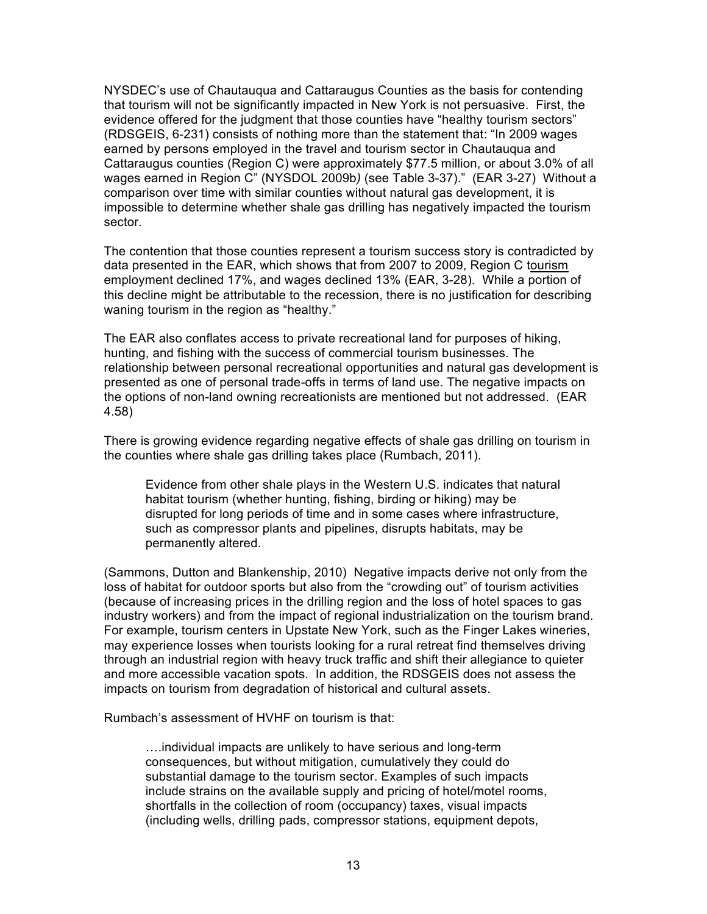NYSDEC's use of Chautauqua and Cattaraugus Counties as the basis for contending that tourism will not be significantly impacted in New York is not persuasive. First, the evidence offered for the judgment that those counties have "healthy tourism sectors" (RDSGEIS, 6-231) consists of nothing more than the statement that: "In 2009 wages earned by persons employed in the travel and tourism sector in Chautauqua and Cattaraugus counties (Region C) were approximately \$77.5 million, or about 3.0% of all wages earned in Region C" (NYSDOL 2009b) (see Table 3-37)." (EAR 3-27) Without a comparison over time with similar counties without natural gas development, it is impossible to determine whether shale gas drilling has negatively impacted the tourism sector.

The contention that those counties represent a tourism success story is contradicted by data presented in the EAR, which shows that from 2007 to 2009, Region C tourism employment declined 17%, and wages declined 13% (EAR, 3-28). While a portion of this decline might be attributable to the recession, there is no justification for describing waning tourism in the region as "healthy."

The EAR also conflates access to private recreational land for purposes of hiking, hunting, and fishing with the success of commercial tourism businesses. The relationship between personal recreational opportunities and natural gas development is presented as one of personal trade-offs in terms of land use. The negative impacts on the options of non-land owning recreationists are mentioned but not addressed. (EAR 4.58)

There is growing evidence regarding negative effects of shale gas drilling on tourism in the counties where shale gas drilling takes place (Rumbach, 2011).

> Evidence from other shale plays in the Western U.S. indicates that natural habitat tourism (whether hunting, fishing, birding or hiking) may be disrupted for long periods of time and in some cases where infrastructure, such as compressor plants and pipelines, disrupts habitats, may be permanently altered.

(Sammons, Dutton and Blankenship, 2010) Negative impacts derive not only from the loss of habitat for outdoor sports but also from the "crowding out" of tourism activities (because of increasing prices in the drilling region and the loss of hotel spaces to gas industry workers) and from the impact of regional industrialization on the tourism brand. For example, tourism centers in Upstate New York, such as the Finger Lakes wineries, may experience losses when tourists looking for a rural retreat find themselves driving through an industrial region with heavy truck traffic and shift their allegiance to quieter and more accessible vacation spots. In addition, the RDSGEIS does not assess the impacts on tourism from degradation of historical and cultural assets.

Rumbach's assessment of HVHF on tourism is that:

> ….individual impacts are unlikely to have serious and long-term consequences, but without mitigation, cumulatively they could do substantial damage to the tourism sector. Examples of such impacts include strains on the available supply and pricing of hotel/motel rooms, shortfalls in the collection of room (occupancy) taxes, visual impacts (including wells, drilling pads, compressor stations, equipment depots,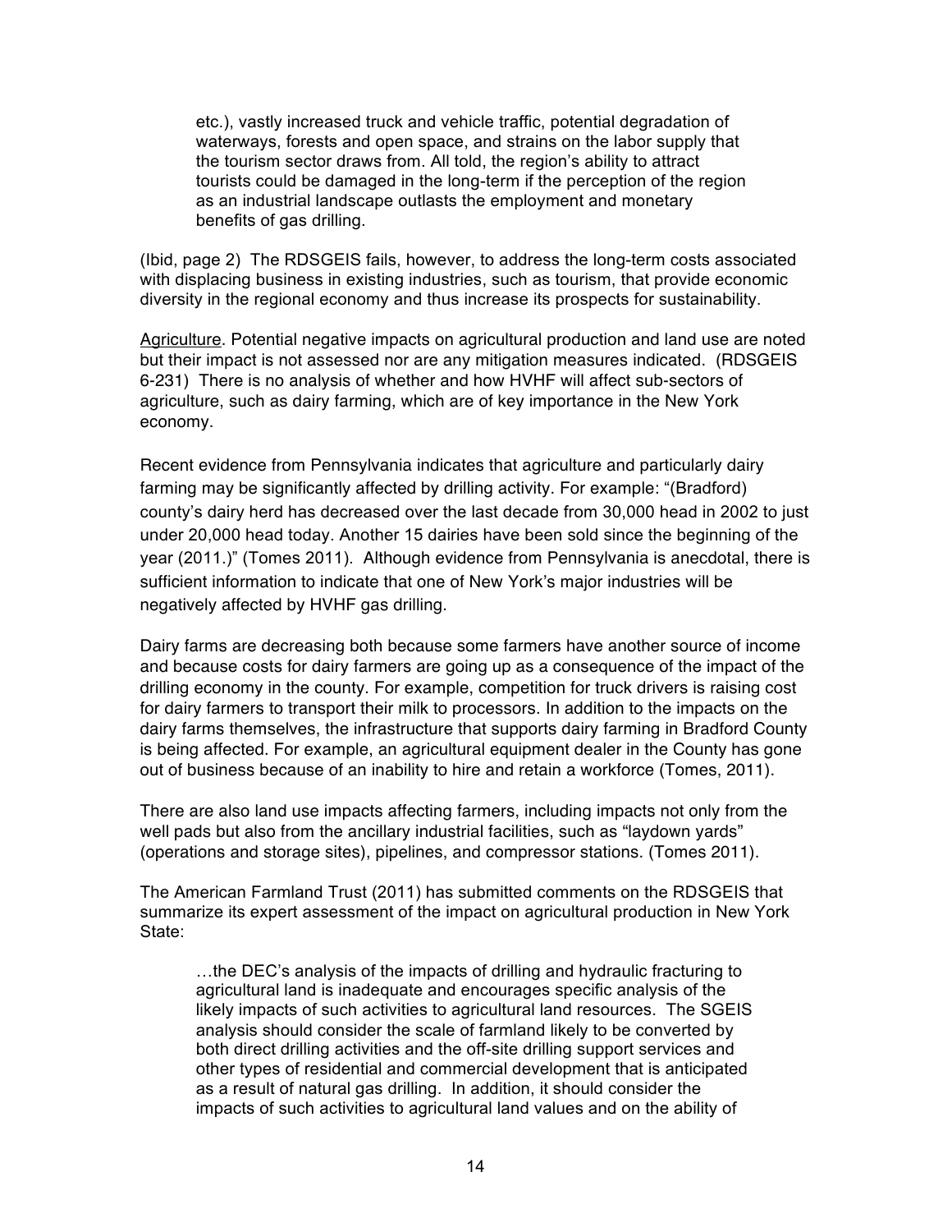> etc.), vastly increased truck and vehicle traffic, potential degradation of waterways, forests and open space, and strains on the labor supply that the tourism sector draws from. All told, the region's ability to attract tourists could be damaged in the long-term if the perception of the region as an industrial landscape outlasts the employment and monetary benefits of gas drilling.

(Ibid, page 2) The RDSGEIS fails, however, to address the long-term costs associated with displacing business in existing industries, such as tourism, that provide economic diversity in the regional economy and thus increase its prospects for sustainability.

Agriculture. Potential negative impacts on agricultural production and land use are noted but their impact is not assessed nor are any mitigation measures indicated. (RDSGEIS 6-231) There is no analysis of whether and how HVHF will affect sub-sectors of agriculture, such as dairy farming, which are of key importance in the New York economy.

Recent evidence from Pennsylvania indicates that agriculture and particularly dairy farming may be significantly affected by drilling activity. For example: "(Bradford) county's dairy herd has decreased over the last decade from 30,000 head in 2002 to just under 20,000 head today. Another 15 dairies have been sold since the beginning of the year (2011.)" (Tomes 2011). Although evidence from Pennsylvania is anecdotal, there is sufficient information to indicate that one of New York's major industries will be negatively affected by HVHF gas drilling.

Dairy farms are decreasing both because some farmers have another source of income and because costs for dairy farmers are going up as a consequence of the impact of the drilling economy in the county. For example, competition for truck drivers is raising cost for dairy farmers to transport their milk to processors. In addition to the impacts on the dairy farms themselves, the infrastructure that supports dairy farming in Bradford County is being affected. For example, an agricultural equipment dealer in the County has gone out of business because of an inability to hire and retain a workforce (Tomes, 2011).

There are also land use impacts affecting farmers, including impacts not only from the well pads but also from the ancillary industrial facilities, such as "laydown yards" (operations and storage sites), pipelines, and compressor stations. (Tomes 2011).

The American Farmland Trust (2011) has submitted comments on the RDSGEIS that summarize its expert assessment of the impact on agricultural production in New York State:

> …the DEC's analysis of the impacts of drilling and hydraulic fracturing to agricultural land is inadequate and encourages specific analysis of the likely impacts of such activities to agricultural land resources. The SGEIS analysis should consider the scale of farmland likely to be converted by both direct drilling activities and the off-site drilling support services and other types of residential and commercial development that is anticipated as a result of natural gas drilling. In addition, it should consider the impacts of such activities to agricultural land values and on the ability of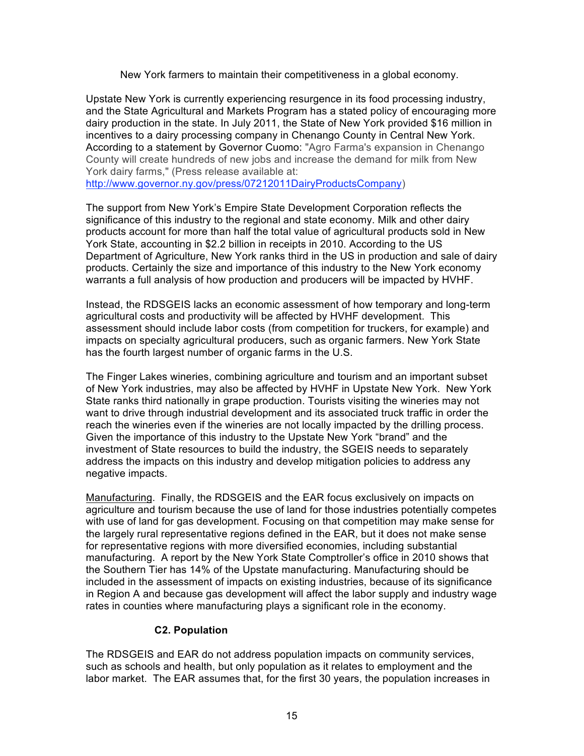New York farmers to maintain their competitiveness in a global economy.

Upstate New York is currently experiencing resurgence in its food processing industry, and the State Agricultural and Markets Program has a stated policy of encouraging more dairy production in the state. In July 2011, the State of New York provided $16 million in incentives to a dairy processing company in Chenango County in Central New York. According to a statement by Governor Cuomo: "Agro Farma's expansion in Chenango County will create hundreds of new jobs and increase the demand for milk from New York dairy farms," (Press release available at: http://www.governor.ny.gov/press/07212011DairyProductsCompany)

The support from New York's Empire State Development Corporation reflects the significance of this industry to the regional and state economy. Milk and other dairy products account for more than half the total value of agricultural products sold in New York State, accounting in $2.2 billion in receipts in 2010. According to the US Department of Agriculture, New York ranks third in the US in production and sale of dairy products. Certainly the size and importance of this industry to the New York economy warrants a full analysis of how production and producers will be impacted by HVHF.

Instead, the RDSGEIS lacks an economic assessment of how temporary and long-term agricultural costs and productivity will be affected by HVHF development. This assessment should include labor costs (from competition for truckers, for example) and impacts on specialty agricultural producers, such as organic farmers. New York State has the fourth largest number of organic farms in the U.S.

The Finger Lakes wineries, combining agriculture and tourism and an important subset of New York industries, may also be affected by HVHF in Upstate New York. New York State ranks third nationally in grape production. Tourists visiting the wineries may not want to drive through industrial development and its associated truck traffic in order the reach the wineries even if the wineries are not locally impacted by the drilling process. Given the importance of this industry to the Upstate New York "brand" and the investment of State resources to build the industry, the SGEIS needs to separately address the impacts on this industry and develop mitigation policies to address any negative impacts.

Manufacturing. Finally, the RDSGEIS and the EAR focus exclusively on impacts on agriculture and tourism because the use of land for those industries potentially competes with use of land for gas development. Focusing on that competition may make sense for the largely rural representative regions defined in the EAR, but it does not make sense for representative regions with more diversified economies, including substantial manufacturing. A report by the New York State Comptroller's office in 2010 shows that the Southern Tier has 14% of the Upstate manufacturing. Manufacturing should be included in the assessment of impacts on existing industries, because of its significance in Region A and because gas development will affect the labor supply and industry wage rates in counties where manufacturing plays a significant role in the economy.

### C2. Population

The RDSGEIS and EAR do not address population impacts on community services, such as schools and health, but only population as it relates to employment and the labor market. The EAR assumes that, for the first 30 years, the population increases in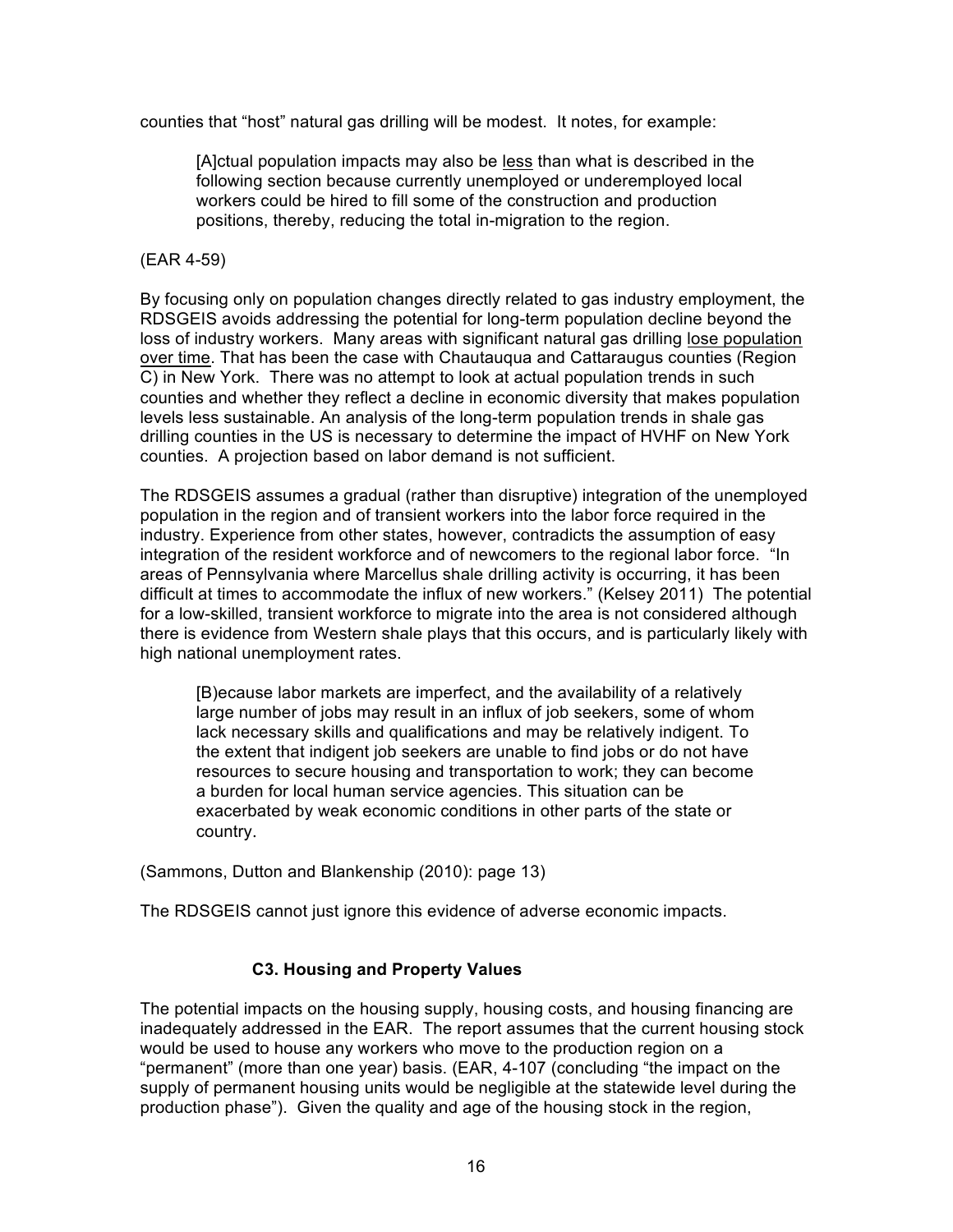counties that "host" natural gas drilling will be modest. It notes, for example:

> [A]ctual population impacts may also be <u>less</u> than what is described in the following section because currently unemployed or underemployed local workers could be hired to fill some of the construction and production positions, thereby, reducing the total in-migration to the region.

(EAR 4-59)

By focusing only on population changes directly related to gas industry employment, the RDSGEIS avoids addressing the potential for long-term population decline beyond the loss of industry workers. Many areas with significant natural gas drilling <u>lose population over time</u>. That has been the case with Chautauqua and Cattaraugus counties (Region C) in New York. There was no attempt to look at actual population trends in such counties and whether they reflect a decline in economic diversity that makes population levels less sustainable. An analysis of the long-term population trends in shale gas drilling counties in the US is necessary to determine the impact of HVHF on New York counties. A projection based on labor demand is not sufficient.

The RDSGEIS assumes a gradual (rather than disruptive) integration of the unemployed population in the region and of transient workers into the labor force required in the industry. Experience from other states, however, contradicts the assumption of easy integration of the resident workforce and of newcomers to the regional labor force. "In areas of Pennsylvania where Marcellus shale drilling activity is occurring, it has been difficult at times to accommodate the influx of new workers." (Kelsey 2011) The potential for a low-skilled, transient workforce to migrate into the area is not considered although there is evidence from Western shale plays that this occurs, and is particularly likely with high national unemployment rates.

> [B)ecause labor markets are imperfect, and the availability of a relatively large number of jobs may result in an influx of job seekers, some of whom lack necessary skills and qualifications and may be relatively indigent. To the extent that indigent job seekers are unable to find jobs or do not have resources to secure housing and transportation to work; they can become a burden for local human service agencies. This situation can be exacerbated by weak economic conditions in other parts of the state or country.

(Sammons, Dutton and Blankenship (2010): page 13)

The RDSGEIS cannot just ignore this evidence of adverse economic impacts.

### C3. Housing and Property Values

The potential impacts on the housing supply, housing costs, and housing financing are inadequately addressed in the EAR. The report assumes that the current housing stock would be used to house any workers who move to the production region on a "permanent" (more than one year) basis. (EAR, 4-107 (concluding "the impact on the supply of permanent housing units would be negligible at the statewide level during the production phase"). Given the quality and age of the housing stock in the region,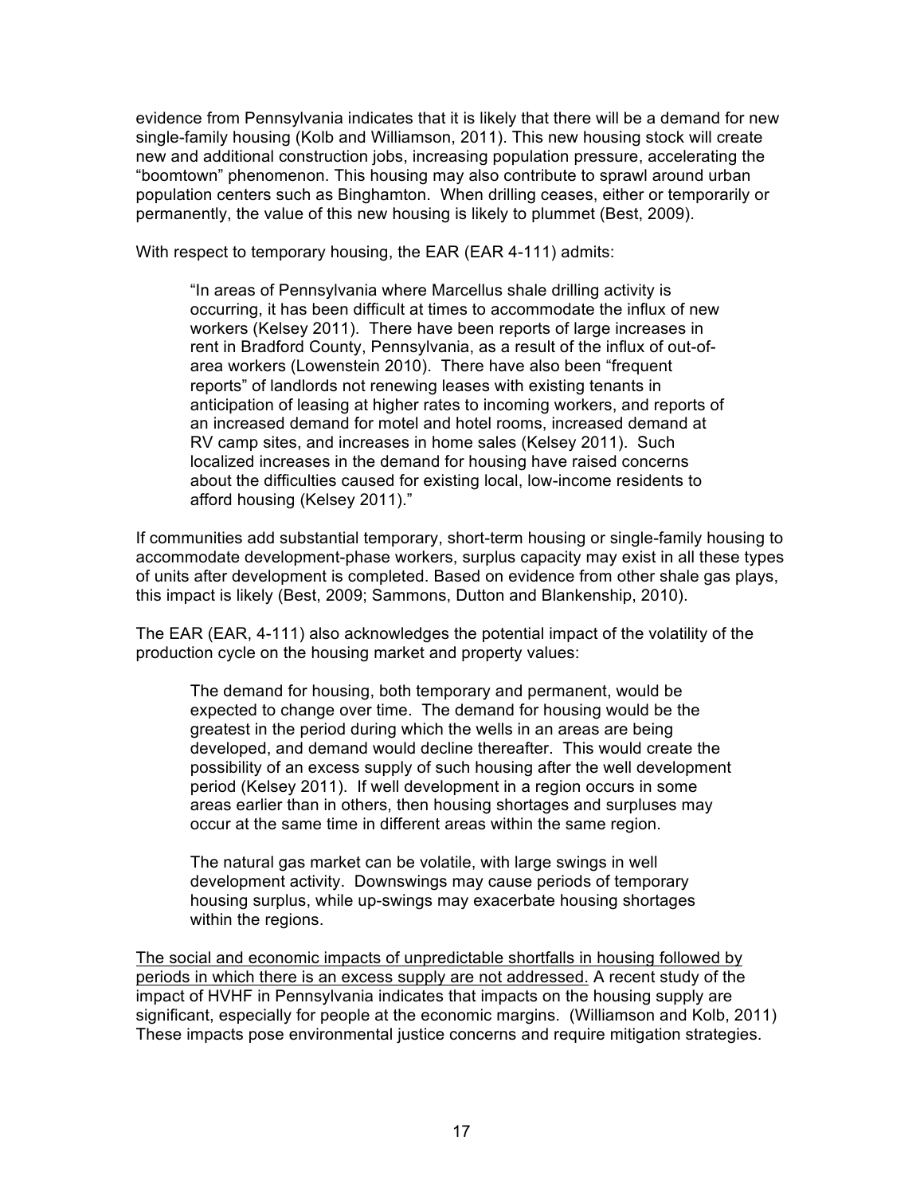evidence from Pennsylvania indicates that it is likely that there will be a demand for new single-family housing (Kolb and Williamson, 2011). This new housing stock will create new and additional construction jobs, increasing population pressure, accelerating the "boomtown" phenomenon. This housing may also contribute to sprawl around urban population centers such as Binghamton. When drilling ceases, either or temporarily or permanently, the value of this new housing is likely to plummet (Best, 2009).

With respect to temporary housing, the EAR (EAR 4-111) admits:

> "In areas of Pennsylvania where Marcellus shale drilling activity is occurring, it has been difficult at times to accommodate the influx of new workers (Kelsey 2011). There have been reports of large increases in rent in Bradford County, Pennsylvania, as a result of the influx of out-of-area workers (Lowenstein 2010). There have also been "frequent reports" of landlords not renewing leases with existing tenants in anticipation of leasing at higher rates to incoming workers, and reports of an increased demand for motel and hotel rooms, increased demand at RV camp sites, and increases in home sales (Kelsey 2011). Such localized increases in the demand for housing have raised concerns about the difficulties caused for existing local, low-income residents to afford housing (Kelsey 2011)."

If communities add substantial temporary, short-term housing or single-family housing to accommodate development-phase workers, surplus capacity may exist in all these types of units after development is completed. Based on evidence from other shale gas plays, this impact is likely (Best, 2009; Sammons, Dutton and Blankenship, 2010).

The EAR (EAR, 4-111) also acknowledges the potential impact of the volatility of the production cycle on the housing market and property values:

> The demand for housing, both temporary and permanent, would be expected to change over time. The demand for housing would be the greatest in the period during which the wells in an areas are being developed, and demand would decline thereafter. This would create the possibility of an excess supply of such housing after the well development period (Kelsey 2011). If well development in a region occurs in some areas earlier than in others, then housing shortages and surpluses may occur at the same time in different areas within the same region.
>
> The natural gas market can be volatile, with large swings in well development activity. Downswings may cause periods of temporary housing surplus, while up-swings may exacerbate housing shortages within the regions.

<u>The social and economic impacts of unpredictable shortfalls in housing followed by periods in which there is an excess supply are not addressed.</u> A recent study of the impact of HVHF in Pennsylvania indicates that impacts on the housing supply are significant, especially for people at the economic margins. (Williamson and Kolb, 2011) These impacts pose environmental justice concerns and require mitigation strategies.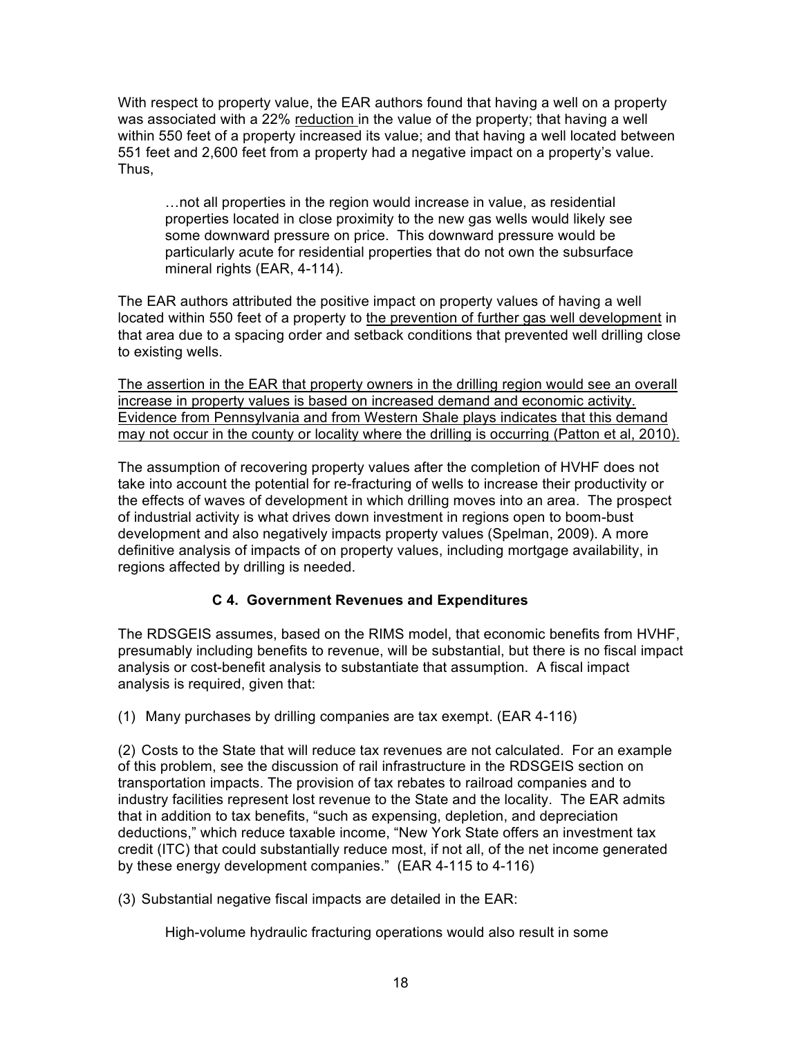With respect to property value, the EAR authors found that having a well on a property was associated with a 22% <u>reduction</u> in the value of the property; that having a well within 550 feet of a property increased its value; and that having a well located between 551 feet and 2,600 feet from a property had a negative impact on a property's value. Thus,

> …not all properties in the region would increase in value, as residential properties located in close proximity to the new gas wells would likely see some downward pressure on price. This downward pressure would be particularly acute for residential properties that do not own the subsurface mineral rights (EAR, 4-114).

The EAR authors attributed the positive impact on property values of having a well located within 550 feet of a property to <u>the prevention of further gas well development</u> in that area due to a spacing order and setback conditions that prevented well drilling close to existing wells.

<u>The assertion in the EAR that property owners in the drilling region would see an overall increase in property values is based on increased demand and economic activity. Evidence from Pennsylvania and from Western Shale plays indicates that this demand may not occur in the county or locality where the drilling is occurring (Patton et al, 2010).</u>

The assumption of recovering property values after the completion of HVHF does not take into account the potential for re-fracturing of wells to increase their productivity or the effects of waves of development in which drilling moves into an area. The prospect of industrial activity is what drives down investment in regions open to boom-bust development and also negatively impacts property values (Spelman, 2009). A more definitive analysis of impacts of on property values, including mortgage availability, in regions affected by drilling is needed.

### C 4. Government Revenues and Expenditures

The RDSGEIS assumes, based on the RIMS model, that economic benefits from HVHF, presumably including benefits to revenue, will be substantial, but there is no fiscal impact analysis or cost-benefit analysis to substantiate that assumption. A fiscal impact analysis is required, given that:

(1) Many purchases by drilling companies are tax exempt. (EAR 4-116)

(2) Costs to the State that will reduce tax revenues are not calculated. For an example of this problem, see the discussion of rail infrastructure in the RDSGEIS section on transportation impacts. The provision of tax rebates to railroad companies and to industry facilities represent lost revenue to the State and the locality. The EAR admits that in addition to tax benefits, "such as expensing, depletion, and depreciation deductions," which reduce taxable income, "New York State offers an investment tax credit (ITC) that could substantially reduce most, if not all, of the net income generated by these energy development companies." (EAR 4-115 to 4-116)

(3) Substantial negative fiscal impacts are detailed in the EAR:

> High-volume hydraulic fracturing operations would also result in some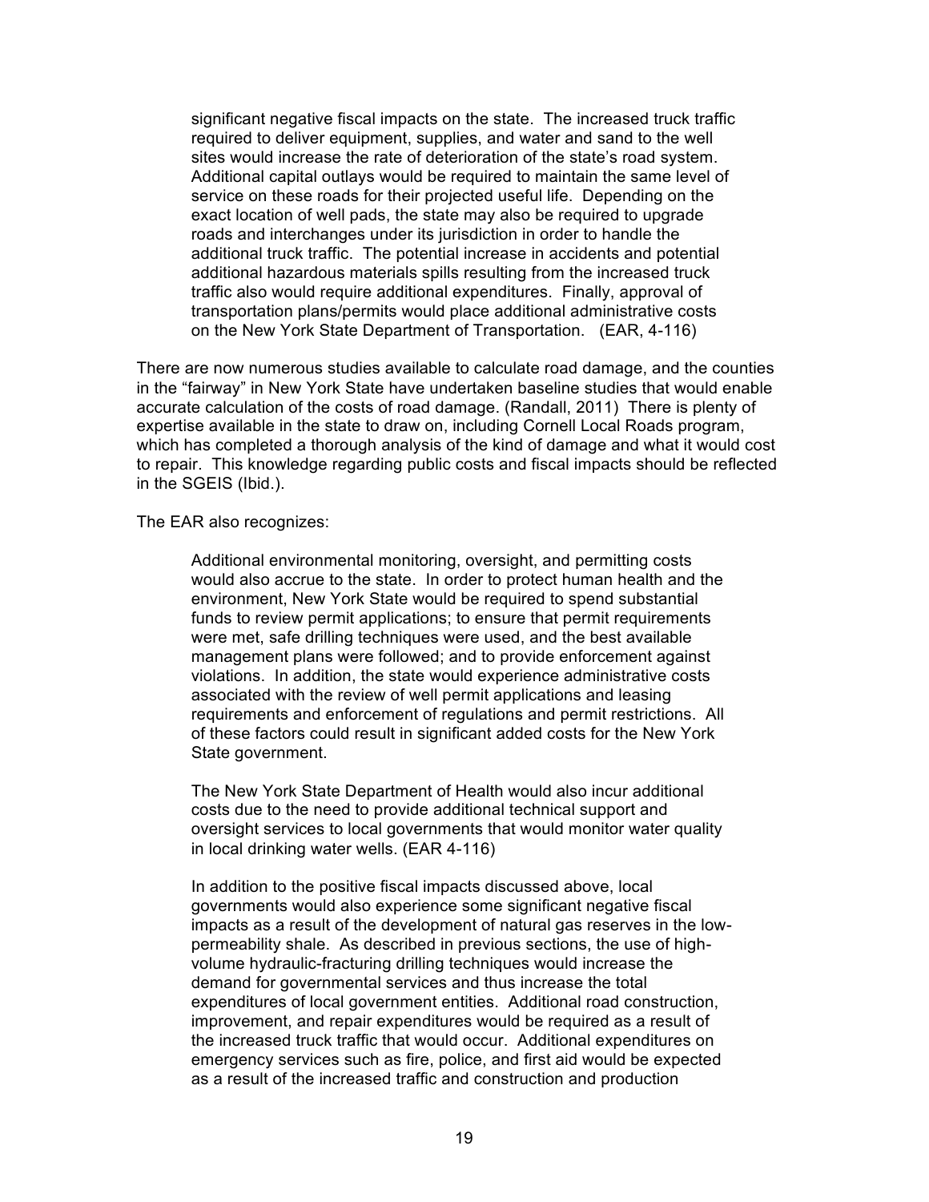> significant negative fiscal impacts on the state. The increased truck traffic required to deliver equipment, supplies, and water and sand to the well sites would increase the rate of deterioration of the state's road system. Additional capital outlays would be required to maintain the same level of service on these roads for their projected useful life. Depending on the exact location of well pads, the state may also be required to upgrade roads and interchanges under its jurisdiction in order to handle the additional truck traffic. The potential increase in accidents and potential additional hazardous materials spills resulting from the increased truck traffic also would require additional expenditures. Finally, approval of transportation plans/permits would place additional administrative costs on the New York State Department of Transportation. (EAR, 4-116)

There are now numerous studies available to calculate road damage, and the counties in the "fairway" in New York State have undertaken baseline studies that would enable accurate calculation of the costs of road damage. (Randall, 2011) There is plenty of expertise available in the state to draw on, including Cornell Local Roads program, which has completed a thorough analysis of the kind of damage and what it would cost to repair. This knowledge regarding public costs and fiscal impacts should be reflected in the SGEIS (Ibid.).

The EAR also recognizes:

> Additional environmental monitoring, oversight, and permitting costs would also accrue to the state. In order to protect human health and the environment, New York State would be required to spend substantial funds to review permit applications; to ensure that permit requirements were met, safe drilling techniques were used, and the best available management plans were followed; and to provide enforcement against violations. In addition, the state would experience administrative costs associated with the review of well permit applications and leasing requirements and enforcement of regulations and permit restrictions. All of these factors could result in significant added costs for the New York State government.
>
> The New York State Department of Health would also incur additional costs due to the need to provide additional technical support and oversight services to local governments that would monitor water quality in local drinking water wells. (EAR 4-116)
>
> In addition to the positive fiscal impacts discussed above, local governments would also experience some significant negative fiscal impacts as a result of the development of natural gas reserves in the low-permeability shale. As described in previous sections, the use of high-volume hydraulic-fracturing drilling techniques would increase the demand for governmental services and thus increase the total expenditures of local government entities. Additional road construction, improvement, and repair expenditures would be required as a result of the increased truck traffic that would occur. Additional expenditures on emergency services such as fire, police, and first aid would be expected as a result of the increased traffic and construction and production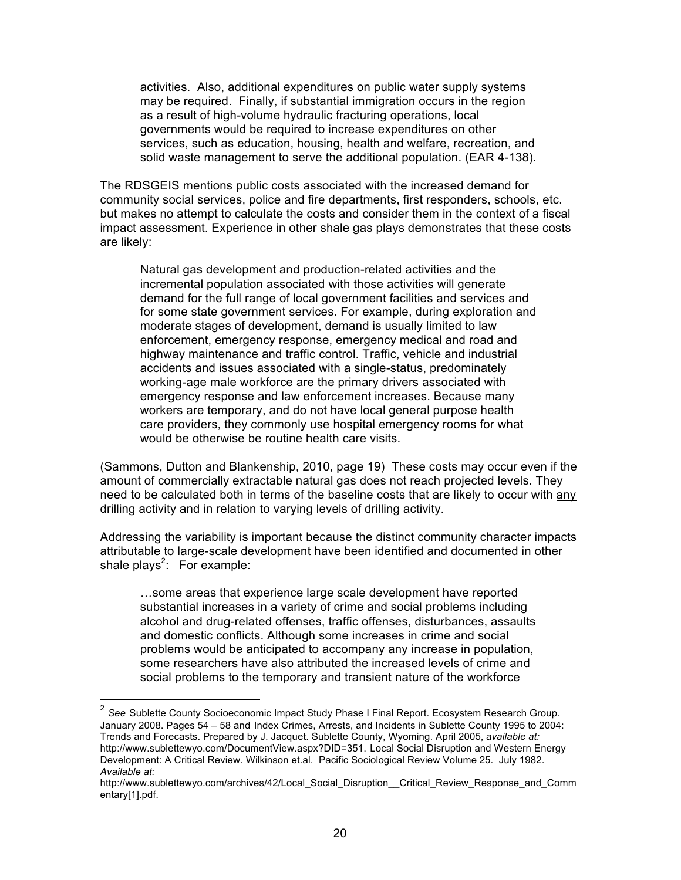> activities. Also, additional expenditures on public water supply systems may be required. Finally, if substantial immigration occurs in the region as a result of high-volume hydraulic fracturing operations, local governments would be required to increase expenditures on other services, such as education, housing, health and welfare, recreation, and solid waste management to serve the additional population. (EAR 4-138).

The RDSGEIS mentions public costs associated with the increased demand for community social services, police and fire departments, first responders, schools, etc. but makes no attempt to calculate the costs and consider them in the context of a fiscal impact assessment. Experience in other shale gas plays demonstrates that these costs are likely:

> Natural gas development and production-related activities and the incremental population associated with those activities will generate demand for the full range of local government facilities and services and for some state government services. For example, during exploration and moderate stages of development, demand is usually limited to law enforcement, emergency response, emergency medical and road and highway maintenance and traffic control. Traffic, vehicle and industrial accidents and issues associated with a single-status, predominately working-age male workforce are the primary drivers associated with emergency response and law enforcement increases. Because many workers are temporary, and do not have local general purpose health care providers, they commonly use hospital emergency rooms for what would be otherwise be routine health care visits.

(Sammons, Dutton and Blankenship, 2010, page 19) These costs may occur even if the amount of commercially extractable natural gas does not reach projected levels. They need to be calculated both in terms of the baseline costs that are likely to occur with <u>any</u> drilling activity and in relation to varying levels of drilling activity.

Addressing the variability is important because the distinct community character impacts attributable to large-scale development have been identified and documented in other shale plays[2]: For example:

> …some areas that experience large scale development have reported substantial increases in a variety of crime and social problems including alcohol and drug-related offenses, traffic offenses, disturbances, assaults and domestic conflicts. Although some increases in crime and social problems would be anticipated to accompany any increase in population, some researchers have also attributed the increased levels of crime and social problems to the temporary and transient nature of the workforce

---

[2] *See* Sublette County Socioeconomic Impact Study Phase I Final Report. Ecosystem Research Group. January 2008. Pages 54 – 58 and Index Crimes, Arrests, and Incidents in Sublette County 1995 to 2004: Trends and Forecasts. Prepared by J. Jacquet. Sublette County, Wyoming. April 2005, *available at:* http://www.sublettewyo.com/DocumentView.aspx?DID=351. Local Social Disruption and Western Energy Development: A Critical Review. Wilkinson et.al. Pacific Sociological Review Volume 25. July 1982. *Available at:* http://www.sublettewyo.com/archives/42/Local_Social_Disruption__Critical_Review_Response_and_Commentary[1].pdf.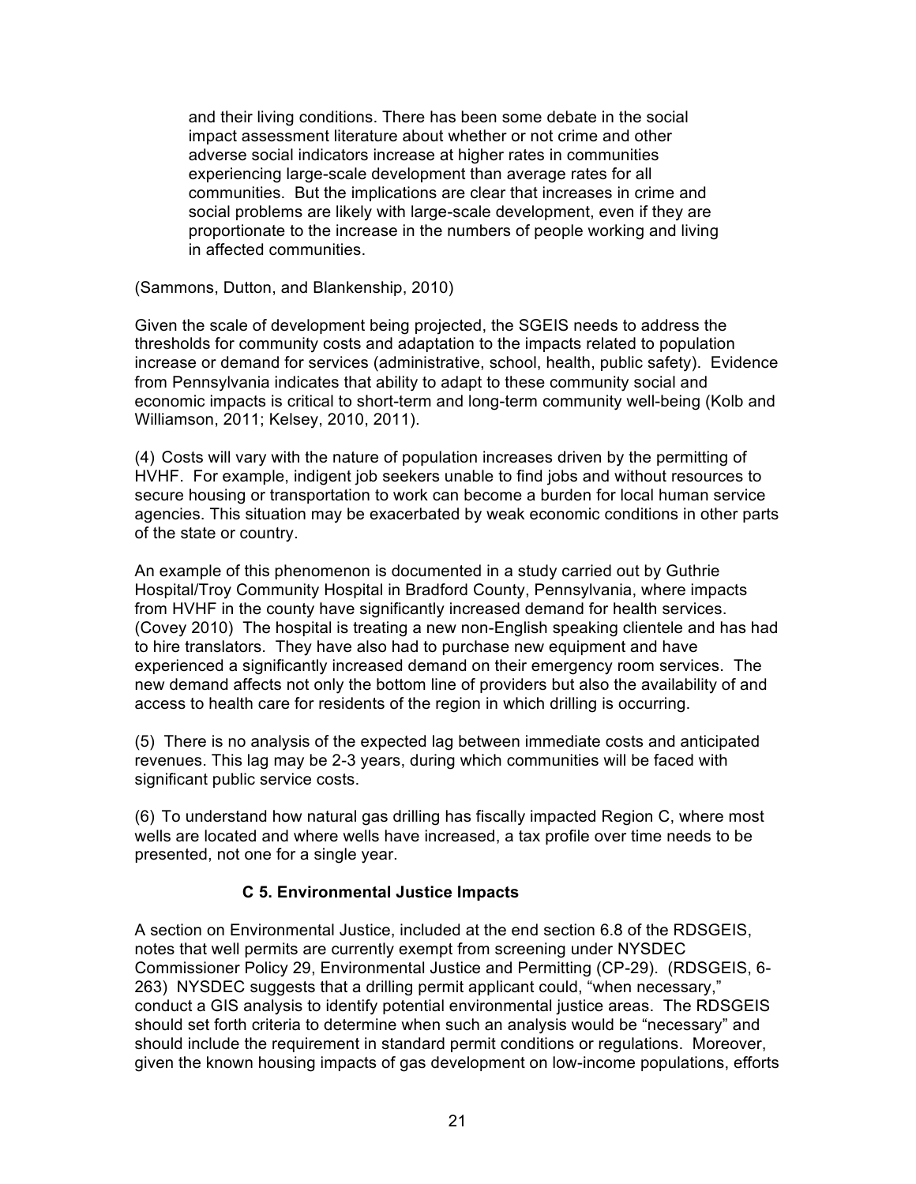> and their living conditions. There has been some debate in the social impact assessment literature about whether or not crime and other adverse social indicators increase at higher rates in communities experiencing large-scale development than average rates for all communities. But the implications are clear that increases in crime and social problems are likely with large-scale development, even if they are proportionate to the increase in the numbers of people working and living in affected communities.

(Sammons, Dutton, and Blankenship, 2010)

Given the scale of development being projected, the SGEIS needs to address the thresholds for community costs and adaptation to the impacts related to population increase or demand for services (administrative, school, health, public safety). Evidence from Pennsylvania indicates that ability to adapt to these community social and economic impacts is critical to short-term and long-term community well-being (Kolb and Williamson, 2011; Kelsey, 2010, 2011).

(4) Costs will vary with the nature of population increases driven by the permitting of HVHF. For example, indigent job seekers unable to find jobs and without resources to secure housing or transportation to work can become a burden for local human service agencies. This situation may be exacerbated by weak economic conditions in other parts of the state or country.

An example of this phenomenon is documented in a study carried out by Guthrie Hospital/Troy Community Hospital in Bradford County, Pennsylvania, where impacts from HVHF in the county have significantly increased demand for health services. (Covey 2010) The hospital is treating a new non-English speaking clientele and has had to hire translators. They have also had to purchase new equipment and have experienced a significantly increased demand on their emergency room services. The new demand affects not only the bottom line of providers but also the availability of and access to health care for residents of the region in which drilling is occurring.

(5) There is no analysis of the expected lag between immediate costs and anticipated revenues. This lag may be 2-3 years, during which communities will be faced with significant public service costs.

(6) To understand how natural gas drilling has fiscally impacted Region C, where most wells are located and where wells have increased, a tax profile over time needs to be presented, not one for a single year.

### C 5. Environmental Justice Impacts

A section on Environmental Justice, included at the end section 6.8 of the RDSGEIS, notes that well permits are currently exempt from screening under NYSDEC Commissioner Policy 29, Environmental Justice and Permitting (CP-29). (RDSGEIS, 6-263) NYSDEC suggests that a drilling permit applicant could, "when necessary," conduct a GIS analysis to identify potential environmental justice areas. The RDSGEIS should set forth criteria to determine when such an analysis would be "necessary" and should include the requirement in standard permit conditions or regulations. Moreover, given the known housing impacts of gas development on low-income populations, efforts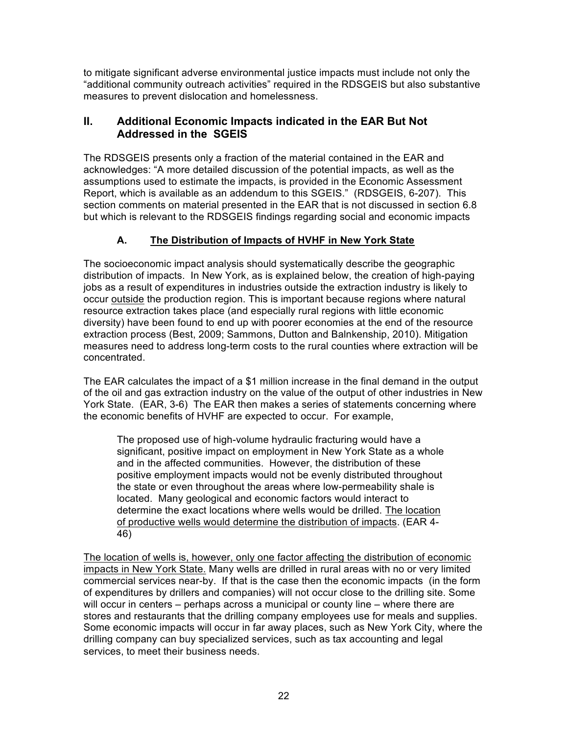to mitigate significant adverse environmental justice impacts must include not only the "additional community outreach activities" required in the RDSGEIS but also substantive measures to prevent dislocation and homelessness.

## II. Additional Economic Impacts indicated in the EAR But Not Addressed in the SGEIS

The RDSGEIS presents only a fraction of the material contained in the EAR and acknowledges: "A more detailed discussion of the potential impacts, as well as the assumptions used to estimate the impacts, is provided in the Economic Assessment Report, which is available as an addendum to this SGEIS." (RDSGEIS, 6-207). This section comments on material presented in the EAR that is not discussed in section 6.8 but which is relevant to the RDSGEIS findings regarding social and economic impacts

### A. The Distribution of Impacts of HVHF in New York State

The socioeconomic impact analysis should systematically describe the geographic distribution of impacts. In New York, as is explained below, the creation of high-paying jobs as a result of expenditures in industries outside the extraction industry is likely to occur outside the production region. This is important because regions where natural resource extraction takes place (and especially rural regions with little economic diversity) have been found to end up with poorer economies at the end of the resource extraction process (Best, 2009; Sammons, Dutton and Balnkenship, 2010). Mitigation measures need to address long-term costs to the rural counties where extraction will be concentrated.

The EAR calculates the impact of a $1 million increase in the final demand in the output of the oil and gas extraction industry on the value of the output of other industries in New York State. (EAR, 3-6) The EAR then makes a series of statements concerning where the economic benefits of HVHF are expected to occur. For example,

> The proposed use of high-volume hydraulic fracturing would have a significant, positive impact on employment in New York State as a whole and in the affected communities. However, the distribution of these positive employment impacts would not be evenly distributed throughout the state or even throughout the areas where low-permeability shale is located. Many geological and economic factors would interact to determine the exact locations where wells would be drilled. The location of productive wells would determine the distribution of impacts. (EAR 4-46)

The location of wells is, however, only one factor affecting the distribution of economic impacts in New York State. Many wells are drilled in rural areas with no or very limited commercial services near-by. If that is the case then the economic impacts (in the form of expenditures by drillers and companies) will not occur close to the drilling site. Some will occur in centers – perhaps across a municipal or county line – where there are stores and restaurants that the drilling company employees use for meals and supplies. Some economic impacts will occur in far away places, such as New York City, where the drilling company can buy specialized services, such as tax accounting and legal services, to meet their business needs.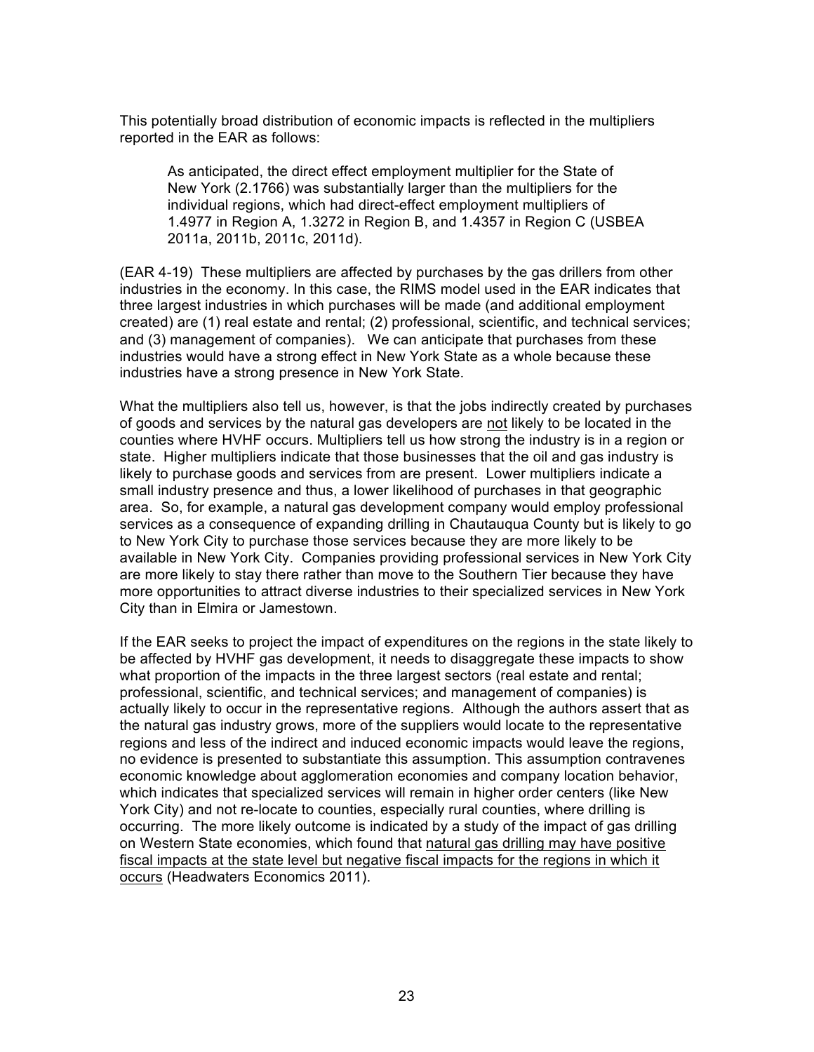This potentially broad distribution of economic impacts is reflected in the multipliers reported in the EAR as follows:

> As anticipated, the direct effect employment multiplier for the State of New York (2.1766) was substantially larger than the multipliers for the individual regions, which had direct-effect employment multipliers of 1.4977 in Region A, 1.3272 in Region B, and 1.4357 in Region C (USBEA 2011a, 2011b, 2011c, 2011d).

(EAR 4-19) These multipliers are affected by purchases by the gas drillers from other industries in the economy. In this case, the RIMS model used in the EAR indicates that three largest industries in which purchases will be made (and additional employment created) are (1) real estate and rental; (2) professional, scientific, and technical services; and (3) management of companies). We can anticipate that purchases from these industries would have a strong effect in New York State as a whole because these industries have a strong presence in New York State.

What the multipliers also tell us, however, is that the jobs indirectly created by purchases of goods and services by the natural gas developers are <u>not</u> likely to be located in the counties where HVHF occurs. Multipliers tell us how strong the industry is in a region or state. Higher multipliers indicate that those businesses that the oil and gas industry is likely to purchase goods and services from are present. Lower multipliers indicate a small industry presence and thus, a lower likelihood of purchases in that geographic area. So, for example, a natural gas development company would employ professional services as a consequence of expanding drilling in Chautauqua County but is likely to go to New York City to purchase those services because they are more likely to be available in New York City. Companies providing professional services in New York City are more likely to stay there rather than move to the Southern Tier because they have more opportunities to attract diverse industries to their specialized services in New York City than in Elmira or Jamestown.

If the EAR seeks to project the impact of expenditures on the regions in the state likely to be affected by HVHF gas development, it needs to disaggregate these impacts to show what proportion of the impacts in the three largest sectors (real estate and rental; professional, scientific, and technical services; and management of companies) is actually likely to occur in the representative regions. Although the authors assert that as the natural gas industry grows, more of the suppliers would locate to the representative regions and less of the indirect and induced economic impacts would leave the regions, no evidence is presented to substantiate this assumption. This assumption contravenes economic knowledge about agglomeration economies and company location behavior, which indicates that specialized services will remain in higher order centers (like New York City) and not re-locate to counties, especially rural counties, where drilling is occurring. The more likely outcome is indicated by a study of the impact of gas drilling on Western State economies, which found that <u>natural gas drilling may have positive fiscal impacts at the state level but negative fiscal impacts for the regions in which it occurs</u> (Headwaters Economics 2011).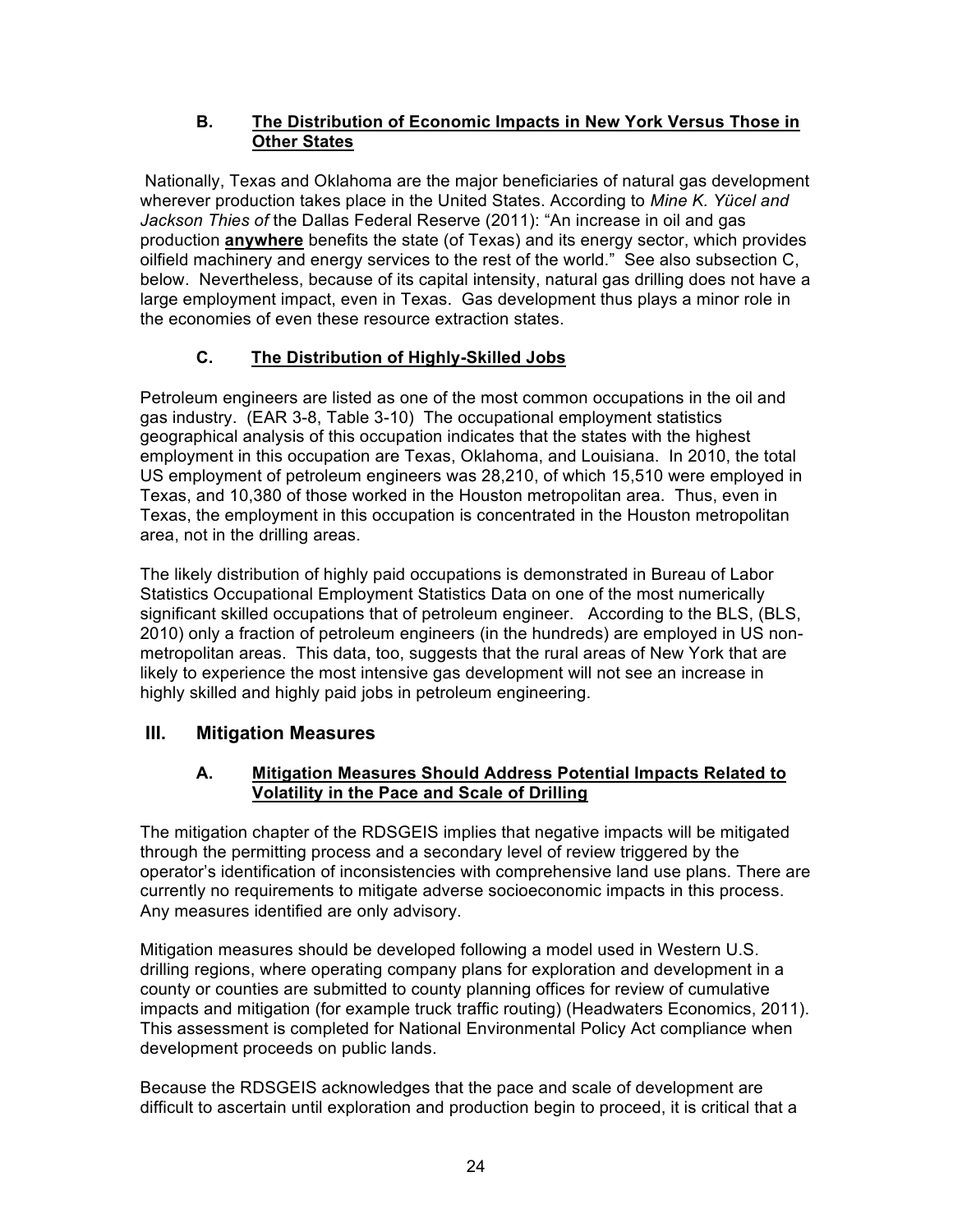### B. <u>The Distribution of Economic Impacts in New York Versus Those in Other States</u>

Nationally, Texas and Oklahoma are the major beneficiaries of natural gas development wherever production takes place in the United States. According to *Mine K. Yücel and Jackson Thies of* the Dallas Federal Reserve (2011): "An increase in oil and gas production **<u>anywhere</u>** benefits the state (of Texas) and its energy sector, which provides oilfield machinery and energy services to the rest of the world." See also subsection C, below. Nevertheless, because of its capital intensity, natural gas drilling does not have a large employment impact, even in Texas. Gas development thus plays a minor role in the economies of even these resource extraction states.

### C. <u>The Distribution of Highly-Skilled Jobs</u>

Petroleum engineers are listed as one of the most common occupations in the oil and gas industry. (EAR 3-8, Table 3-10) The occupational employment statistics geographical analysis of this occupation indicates that the states with the highest employment in this occupation are Texas, Oklahoma, and Louisiana. In 2010, the total US employment of petroleum engineers was 28,210, of which 15,510 were employed in Texas, and 10,380 of those worked in the Houston metropolitan area. Thus, even in Texas, the employment in this occupation is concentrated in the Houston metropolitan area, not in the drilling areas.

The likely distribution of highly paid occupations is demonstrated in Bureau of Labor Statistics Occupational Employment Statistics Data on one of the most numerically significant skilled occupations that of petroleum engineer. According to the BLS, (BLS, 2010) only a fraction of petroleum engineers (in the hundreds) are employed in US non-metropolitan areas. This data, too, suggests that the rural areas of New York that are likely to experience the most intensive gas development will not see an increase in highly skilled and highly paid jobs in petroleum engineering.

## III. Mitigation Measures

### A. <u>Mitigation Measures Should Address Potential Impacts Related to Volatility in the Pace and Scale of Drilling</u>

The mitigation chapter of the RDSGEIS implies that negative impacts will be mitigated through the permitting process and a secondary level of review triggered by the operator's identification of inconsistencies with comprehensive land use plans. There are currently no requirements to mitigate adverse socioeconomic impacts in this process. Any measures identified are only advisory.

Mitigation measures should be developed following a model used in Western U.S. drilling regions, where operating company plans for exploration and development in a county or counties are submitted to county planning offices for review of cumulative impacts and mitigation (for example truck traffic routing) (Headwaters Economics, 2011). This assessment is completed for National Environmental Policy Act compliance when development proceeds on public lands.

Because the RDSGEIS acknowledges that the pace and scale of development are difficult to ascertain until exploration and production begin to proceed, it is critical that a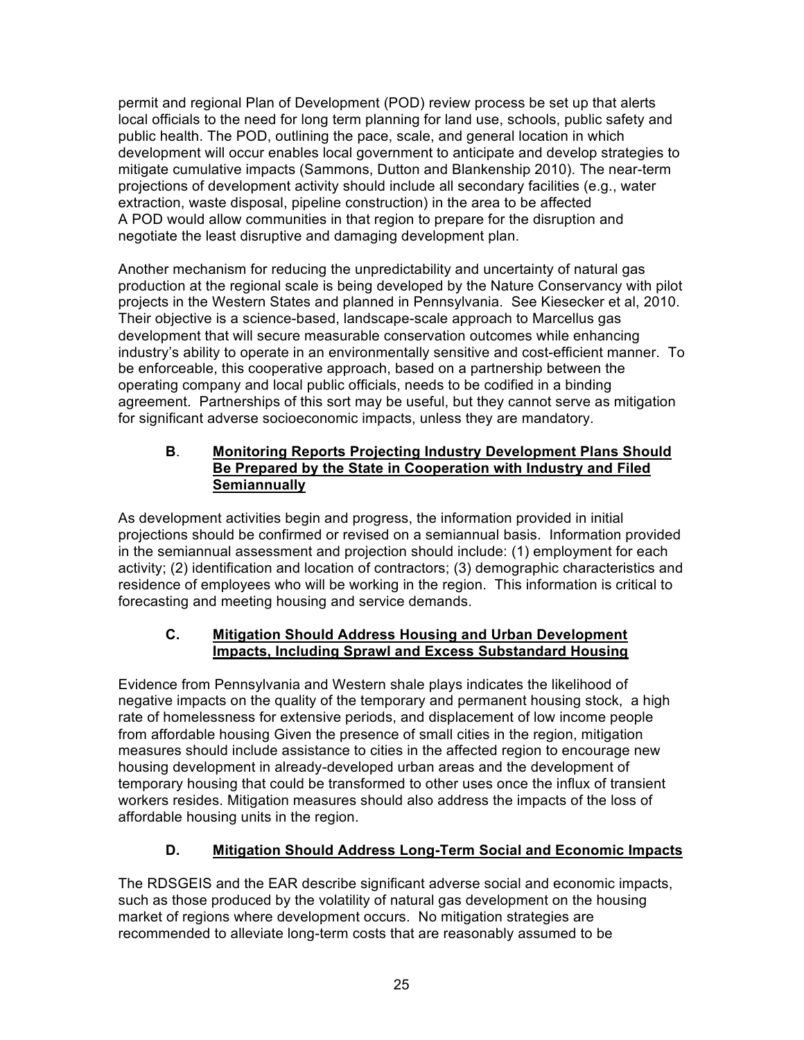permit and regional Plan of Development (POD) review process be set up that alerts local officials to the need for long term planning for land use, schools, public safety and public health. The POD, outlining the pace, scale, and general location in which development will occur enables local government to anticipate and develop strategies to mitigate cumulative impacts (Sammons, Dutton and Blankenship 2010). The near-term projections of development activity should include all secondary facilities (e.g., water extraction, waste disposal, pipeline construction) in the area to be affected
A POD would allow communities in that region to prepare for the disruption and negotiate the least disruptive and damaging development plan.

Another mechanism for reducing the unpredictability and uncertainty of natural gas production at the regional scale is being developed by the Nature Conservancy with pilot projects in the Western States and planned in Pennsylvania. See Kiesecker et al, 2010. Their objective is a science-based, landscape-scale approach to Marcellus gas development that will secure measurable conservation outcomes while enhancing industry's ability to operate in an environmentally sensitive and cost-efficient manner. To be enforceable, this cooperative approach, based on a partnership between the operating company and local public officials, needs to be codified in a binding agreement. Partnerships of this sort may be useful, but they cannot serve as mitigation for significant adverse socioeconomic impacts, unless they are mandatory.

### B. Monitoring Reports Projecting Industry Development Plans Should Be Prepared by the State in Cooperation with Industry and Filed Semiannually

As development activities begin and progress, the information provided in initial projections should be confirmed or revised on a semiannual basis. Information provided in the semiannual assessment and projection should include: (1) employment for each activity; (2) identification and location of contractors; (3) demographic characteristics and residence of employees who will be working in the region. This information is critical to forecasting and meeting housing and service demands.

### C. Mitigation Should Address Housing and Urban Development Impacts, Including Sprawl and Excess Substandard Housing

Evidence from Pennsylvania and Western shale plays indicates the likelihood of negative impacts on the quality of the temporary and permanent housing stock, a high rate of homelessness for extensive periods, and displacement of low income people from affordable housing Given the presence of small cities in the region, mitigation measures should include assistance to cities in the affected region to encourage new housing development in already-developed urban areas and the development of temporary housing that could be transformed to other uses once the influx of transient workers resides. Mitigation measures should also address the impacts of the loss of affordable housing units in the region.

### D. Mitigation Should Address Long-Term Social and Economic Impacts

The RDSGEIS and the EAR describe significant adverse social and economic impacts, such as those produced by the volatility of natural gas development on the housing market of regions where development occurs. No mitigation strategies are recommended to alleviate long-term costs that are reasonably assumed to be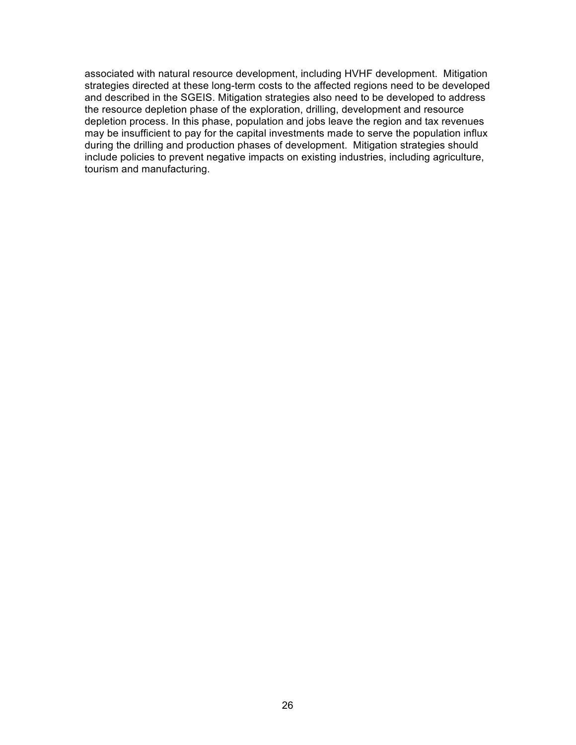associated with natural resource development, including HVHF development. Mitigation strategies directed at these long-term costs to the affected regions need to be developed and described in the SGEIS. Mitigation strategies also need to be developed to address the resource depletion phase of the exploration, drilling, development and resource depletion process. In this phase, population and jobs leave the region and tax revenues may be insufficient to pay for the capital investments made to serve the population influx during the drilling and production phases of development. Mitigation strategies should include policies to prevent negative impacts on existing industries, including agriculture, tourism and manufacturing.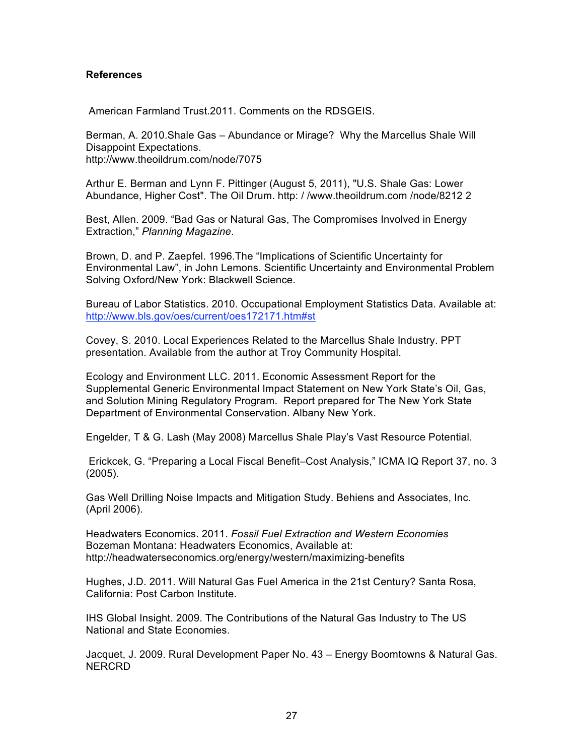**References**

American Farmland Trust.2011. Comments on the RDSGEIS.

Berman, A. 2010.Shale Gas – Abundance or Mirage? Why the Marcellus Shale Will Disappoint Expectations.
http://www.theoildrum.com/node/7075

Arthur E. Berman and Lynn F. Pittinger (August 5, 2011), "U.S. Shale Gas: Lower Abundance, Higher Cost". The Oil Drum. http: / /www.theoildrum.com /node/8212 2

Best, Allen. 2009. "Bad Gas or Natural Gas, The Compromises Involved in Energy Extraction," *Planning Magazine*.

Brown, D. and P. Zaepfel. 1996.The "Implications of Scientific Uncertainty for Environmental Law", in John Lemons. Scientific Uncertainty and Environmental Problem Solving Oxford/New York: Blackwell Science.

Bureau of Labor Statistics. 2010. Occupational Employment Statistics Data. Available at: http://www.bls.gov/oes/current/oes172171.htm#st

Covey, S. 2010. Local Experiences Related to the Marcellus Shale Industry. PPT presentation. Available from the author at Troy Community Hospital.

Ecology and Environment LLC. 2011. Economic Assessment Report for the Supplemental Generic Environmental Impact Statement on New York State's Oil, Gas, and Solution Mining Regulatory Program. Report prepared for The New York State Department of Environmental Conservation. Albany New York.

Engelder, T & G. Lash (May 2008) Marcellus Shale Play's Vast Resource Potential.

Erickcek, G. "Preparing a Local Fiscal Benefit–Cost Analysis," ICMA IQ Report 37, no. 3 (2005).

Gas Well Drilling Noise Impacts and Mitigation Study. Behiens and Associates, Inc. (April 2006).

Headwaters Economics. 2011. *Fossil Fuel Extraction and Western Economies* Bozeman Montana: Headwaters Economics, Available at: http://headwaterseconomics.org/energy/western/maximizing-benefits

Hughes, J.D. 2011. Will Natural Gas Fuel America in the 21st Century? Santa Rosa, California: Post Carbon Institute.

IHS Global Insight. 2009. The Contributions of the Natural Gas Industry to The US National and State Economies.

Jacquet, J. 2009. Rural Development Paper No. 43 – Energy Boomtowns & Natural Gas. NERCRD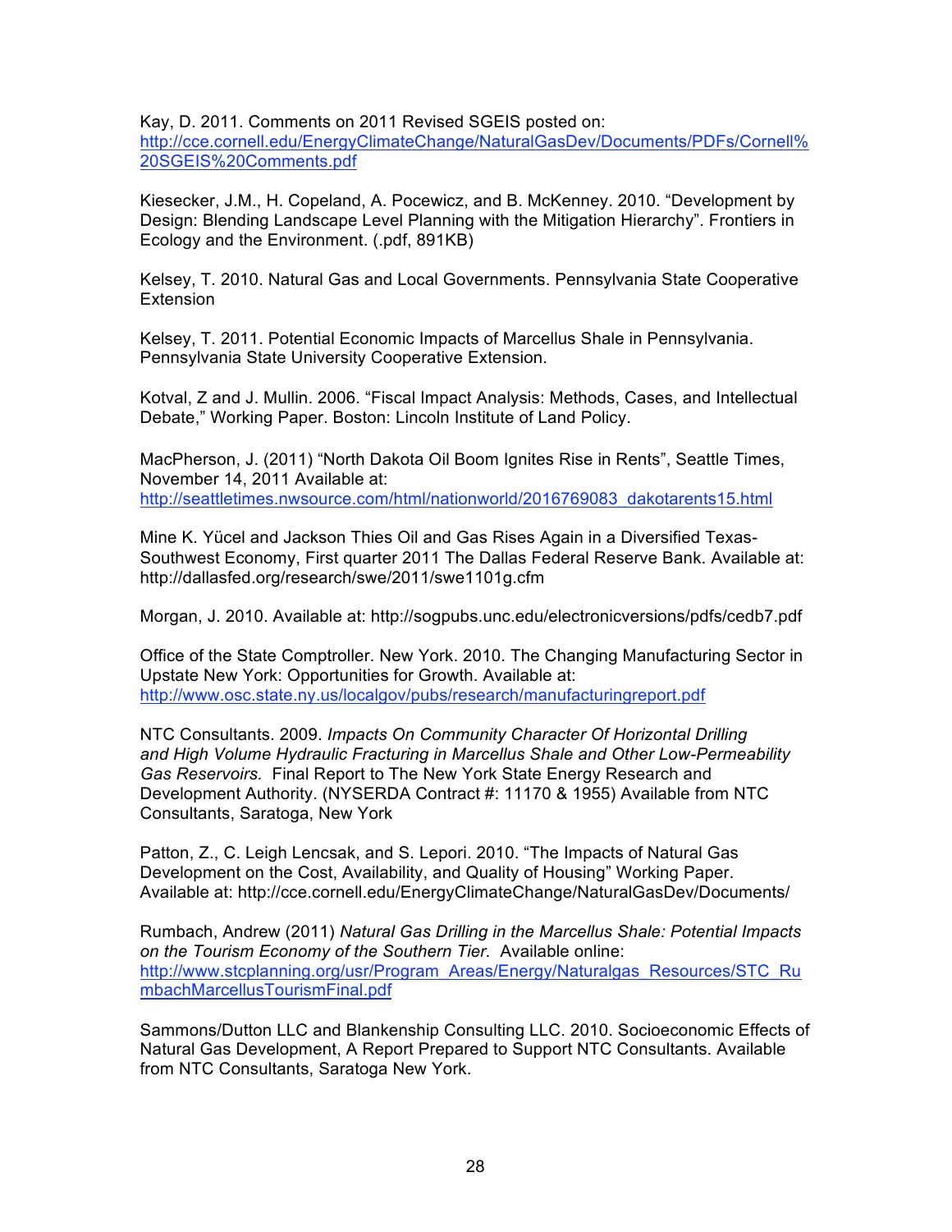Kay, D. 2011. Comments on 2011 Revised SGEIS posted on: http://cce.cornell.edu/EnergyClimateChange/NaturalGasDev/Documents/PDFs/Cornell%20SGEIS%20Comments.pdf

Kiesecker, J.M., H. Copeland, A. Pocewicz, and B. McKenney. 2010. "Development by Design: Blending Landscape Level Planning with the Mitigation Hierarchy". Frontiers in Ecology and the Environment. (.pdf, 891KB)

Kelsey, T. 2010. Natural Gas and Local Governments. Pennsylvania State Cooperative Extension

Kelsey, T. 2011. Potential Economic Impacts of Marcellus Shale in Pennsylvania. Pennsylvania State University Cooperative Extension.

Kotval, Z and J. Mullin. 2006. "Fiscal Impact Analysis: Methods, Cases, and Intellectual Debate," Working Paper. Boston: Lincoln Institute of Land Policy.

MacPherson, J. (2011) "North Dakota Oil Boom Ignites Rise in Rents", Seattle Times, November 14, 2011 Available at: http://seattletimes.nwsource.com/html/nationworld/2016769083_dakotarents15.html

Mine K. Yücel and Jackson Thies Oil and Gas Rises Again in a Diversified Texas-Southwest Economy, First quarter 2011 The Dallas Federal Reserve Bank. Available at: http://dallasfed.org/research/swe/2011/swe1101g.cfm

Morgan, J. 2010. Available at: http://sogpubs.unc.edu/electronicversions/pdfs/cedb7.pdf

Office of the State Comptroller. New York. 2010. The Changing Manufacturing Sector in Upstate New York: Opportunities for Growth. Available at: http://www.osc.state.ny.us/localgov/pubs/research/manufacturingreport.pdf

NTC Consultants. 2009. *Impacts On Community Character Of Horizontal Drilling and High Volume Hydraulic Fracturing in Marcellus Shale and Other Low-Permeability Gas Reservoirs.* Final Report to The New York State Energy Research and Development Authority. (NYSERDA Contract #: 11170 & 1955) Available from NTC Consultants, Saratoga, New York

Patton, Z., C. Leigh Lencsak, and S. Lepori. 2010. "The Impacts of Natural Gas Development on the Cost, Availability, and Quality of Housing" Working Paper. Available at: http://cce.cornell.edu/EnergyClimateChange/NaturalGasDev/Documents/

Rumbach, Andrew (2011) *Natural Gas Drilling in the Marcellus Shale: Potential Impacts on the Tourism Economy of the Southern Tier.* Available online: http://www.stcplanning.org/usr/Program_Areas/Energy/Naturalgas_Resources/STC_RumbachMarcellusTourismFinal.pdf

Sammons/Dutton LLC and Blankenship Consulting LLC. 2010. Socioeconomic Effects of Natural Gas Development, A Report Prepared to Support NTC Consultants. Available from NTC Consultants, Saratoga New York.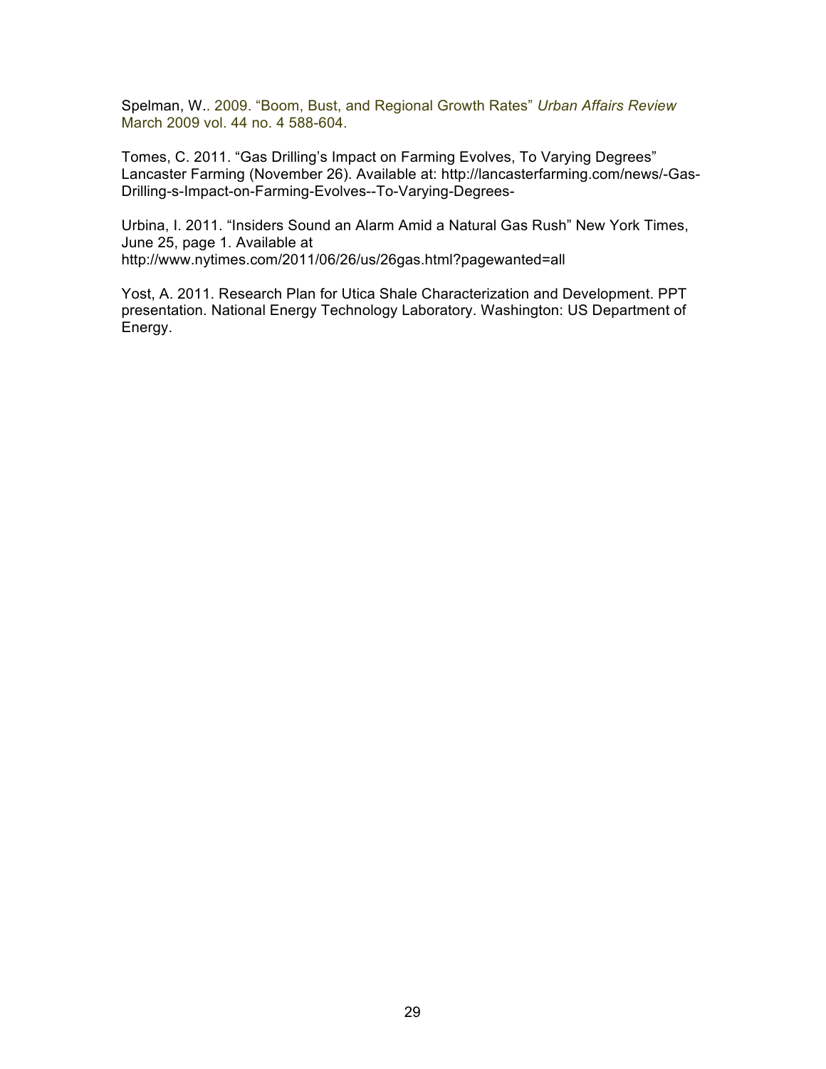Spelman, W.. 2009. "Boom, Bust, and Regional Growth Rates" *Urban Affairs Review* March 2009 vol. 44 no. 4 588-604.

Tomes, C. 2011. "Gas Drilling's Impact on Farming Evolves, To Varying Degrees" Lancaster Farming (November 26). Available at: http://lancasterfarming.com/news/-Gas-Drilling-s-Impact-on-Farming-Evolves--To-Varying-Degrees-

Urbina, I. 2011. "Insiders Sound an Alarm Amid a Natural Gas Rush" New York Times, June 25, page 1. Available at http://www.nytimes.com/2011/06/26/us/26gas.html?pagewanted=all

Yost, A. 2011. Research Plan for Utica Shale Characterization and Development. PPT presentation. National Energy Technology Laboratory. Washington: US Department of Energy.